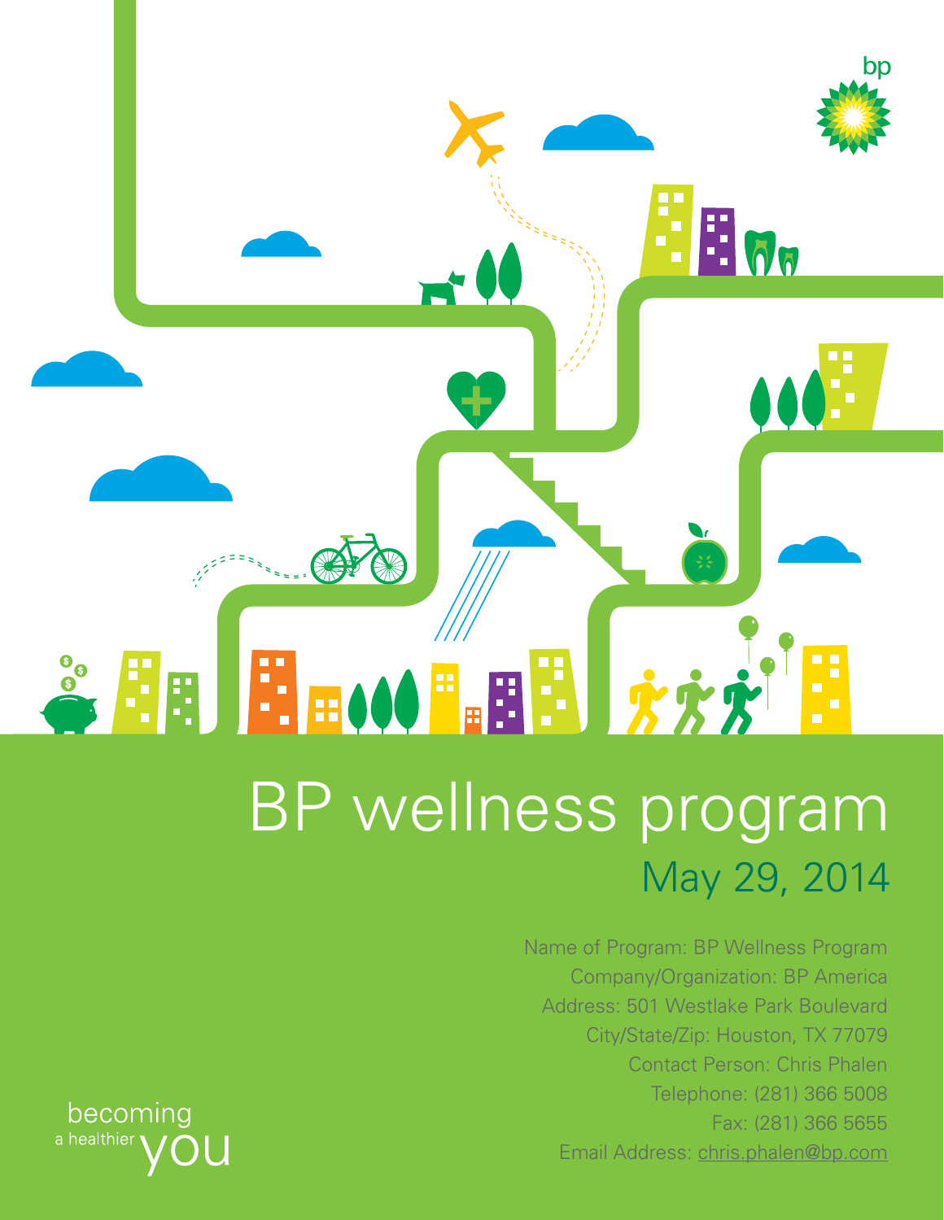bp

# BP wellness program

## May 29, 2014

Name of Program: BP Wellness Program
Company/Organization: BP America
Address: 501 Westlake Park Boulevard
City/State/Zip: Houston, TX 77079
Contact Person: Chris Phalen
Telephone: (281) 366 5008
Fax: (281) 366 5655
Email Address: chris.phalen@bp.com

becoming a healthier you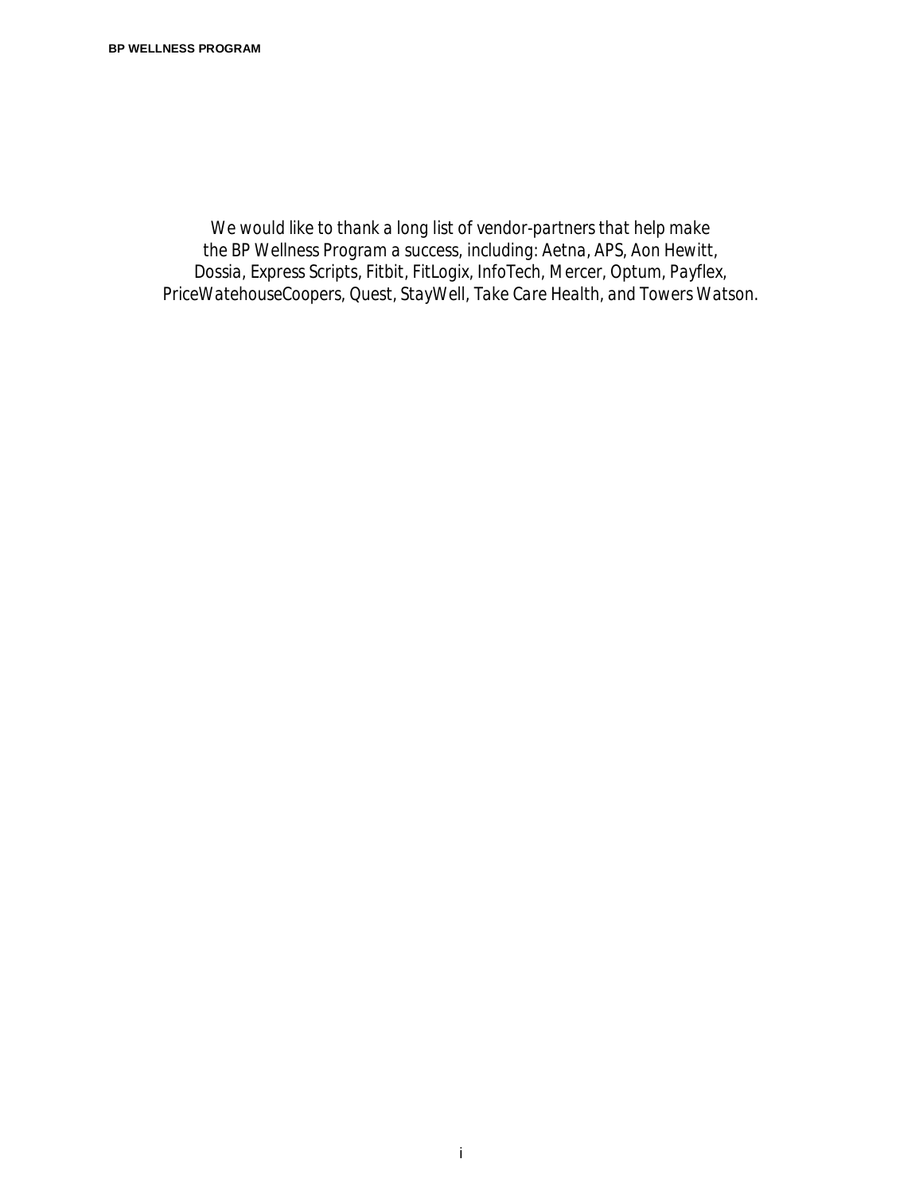*We would like to thank a long list of vendor-partners that help make the BP Wellness Program a success, including: Aetna, APS, Aon Hewitt, Dossia, Express Scripts, Fitbit, FitLogix, InfoTech, Mercer, Optum, Payflex, PriceWatehouseCoopers, Quest, StayWell, Take Care Health, and Towers Watson.*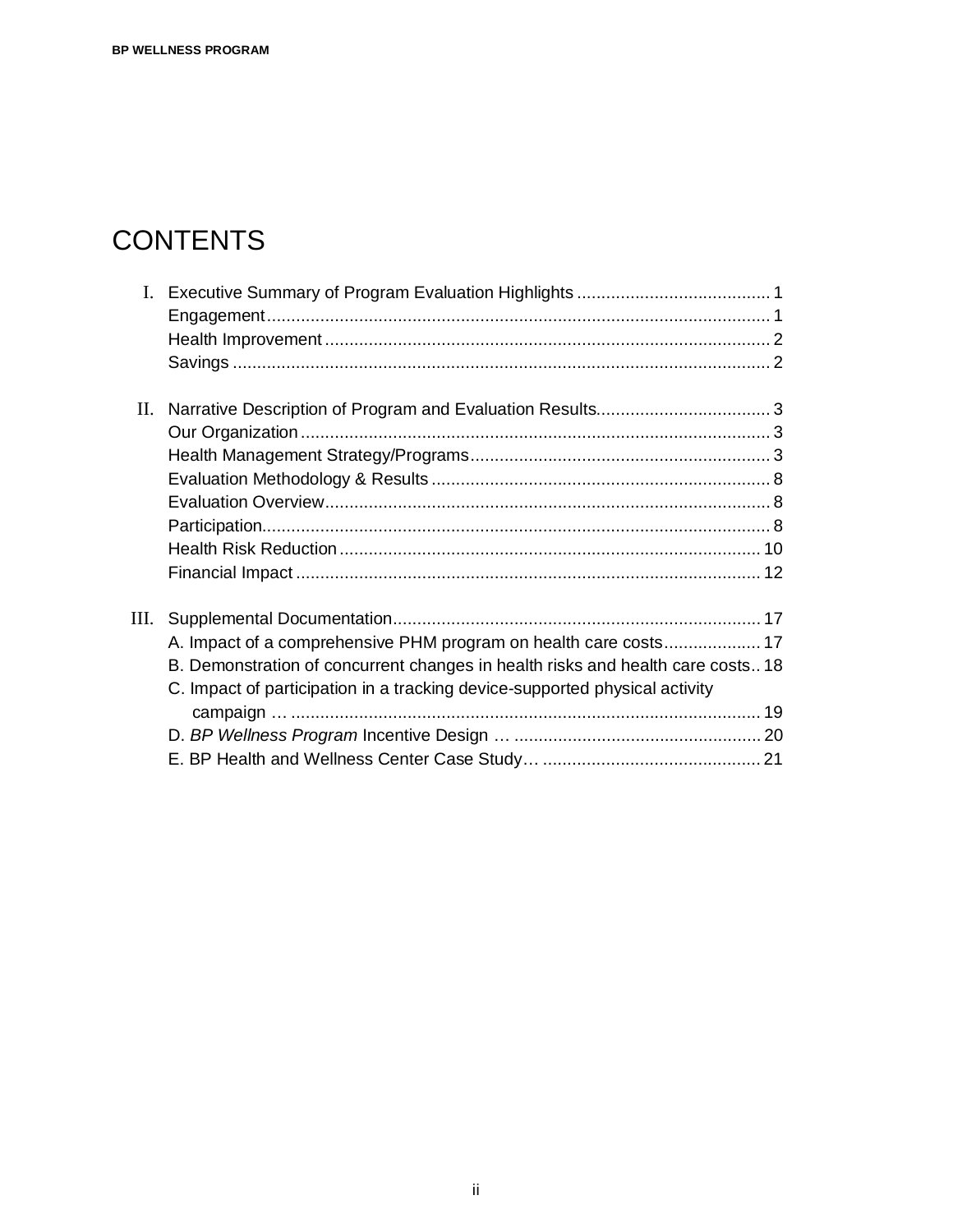# CONTENTS

I. Executive Summary of Program Evaluation Highlights ........................................ 1
Engagement ........................................................................................................ 1
Health Improvement ........................................................................................... 2
Savings ............................................................................................................... 2

II. Narrative Description of Program and Evaluation Results .................................... 3
Our Organization ................................................................................................. 3
Health Management Strategy/Programs .............................................................. 3
Evaluation Methodology & Results ...................................................................... 8
Evaluation Overview ............................................................................................ 8
Participation ......................................................................................................... 8
Health Risk Reduction ....................................................................................... 10
Financial Impact ................................................................................................ 12

III. Supplemental Documentation ........................................................................... 17
A. Impact of a comprehensive PHM program on health care costs .................... 17
B. Demonstration of concurrent changes in health risks and health care costs .. 18
C. Impact of participation in a tracking device-supported physical activity campaign … ................................................................................................. 19
D. *BP Wellness Program* Incentive Design … .................................................. 20
E. BP Health and Wellness Center Case Study… ............................................. 21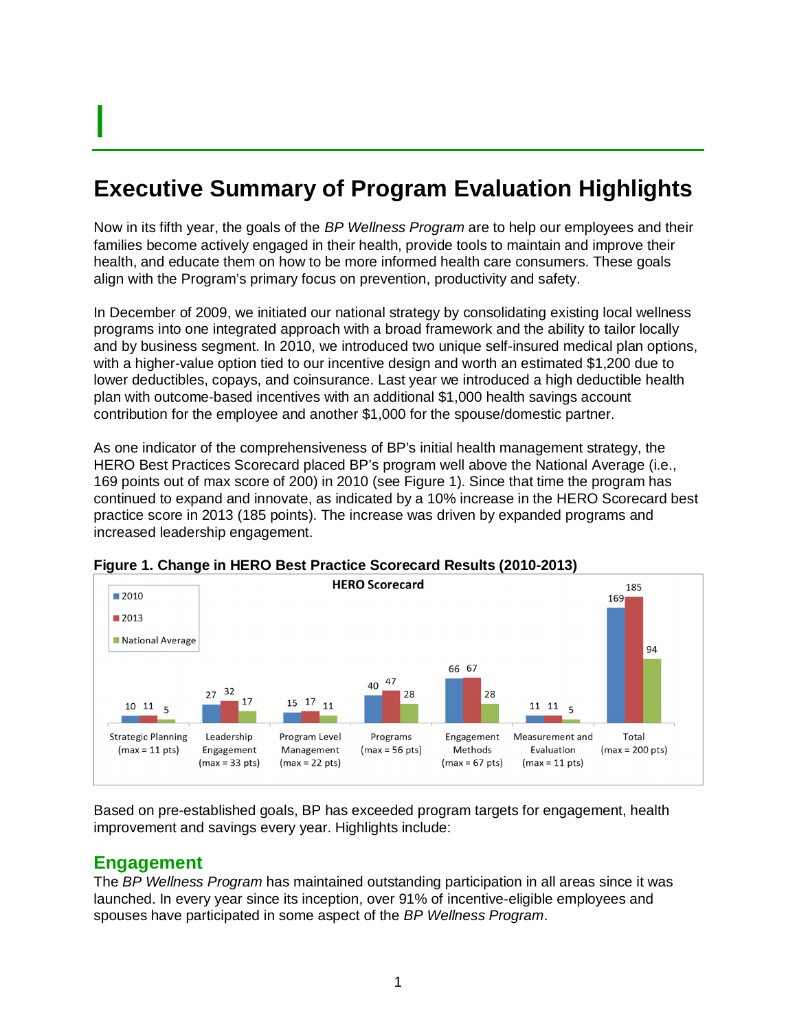# Executive Summary of Program Evaluation Highlights

Now in its fifth year, the goals of the *BP Wellness Program* are to help our employees and their families become actively engaged in their health, provide tools to maintain and improve their health, and educate them on how to be more informed health care consumers. These goals align with the Program's primary focus on prevention, productivity and safety.

In December of 2009, we initiated our national strategy by consolidating existing local wellness programs into one integrated approach with a broad framework and the ability to tailor locally and by business segment. In 2010, we introduced two unique self-insured medical plan options, with a higher-value option tied to our incentive design and worth an estimated $1,200 due to lower deductibles, copays, and coinsurance. Last year we introduced a high deductible health plan with outcome-based incentives with an additional $1,000 health savings account contribution for the employee and another $1,000 for the spouse/domestic partner.

As one indicator of the comprehensiveness of BP's initial health management strategy, the HERO Best Practices Scorecard placed BP's program well above the National Average (i.e., 169 points out of max score of 200) in 2010 (see Figure 1). Since that time the program has continued to expand and innovate, as indicated by a 10% increase in the HERO Scorecard best practice score in 2013 (185 points). The increase was driven by expanded programs and increased leadership engagement.

**Figure 1. Change in HERO Best Practice Scorecard Results (2010-2013)**

HERO Scorecard

2010
2013
National Average

Strategic Planning (max = 11 pts): 10, 11, 5
Leadership Engagement (max = 33 pts): 27, 32, 17
Program Level Management (max = 22 pts): 15, 17, 11
Programs (max = 56 pts): 40, 47, 28
Engagement Methods (max = 67 pts): 66, 67, 28
Measurement and Evaluation (max = 11 pts): 11, 11, 5
Total (max = 200 pts): 169, 185, 94

Based on pre-established goals, BP has exceeded program targets for engagement, health improvement and savings every year. Highlights include:

## Engagement

The *BP Wellness Program* has maintained outstanding participation in all areas since it was launched. In every year since its inception, over 91% of incentive-eligible employees and spouses have participated in some aspect of the *BP Wellness Program*.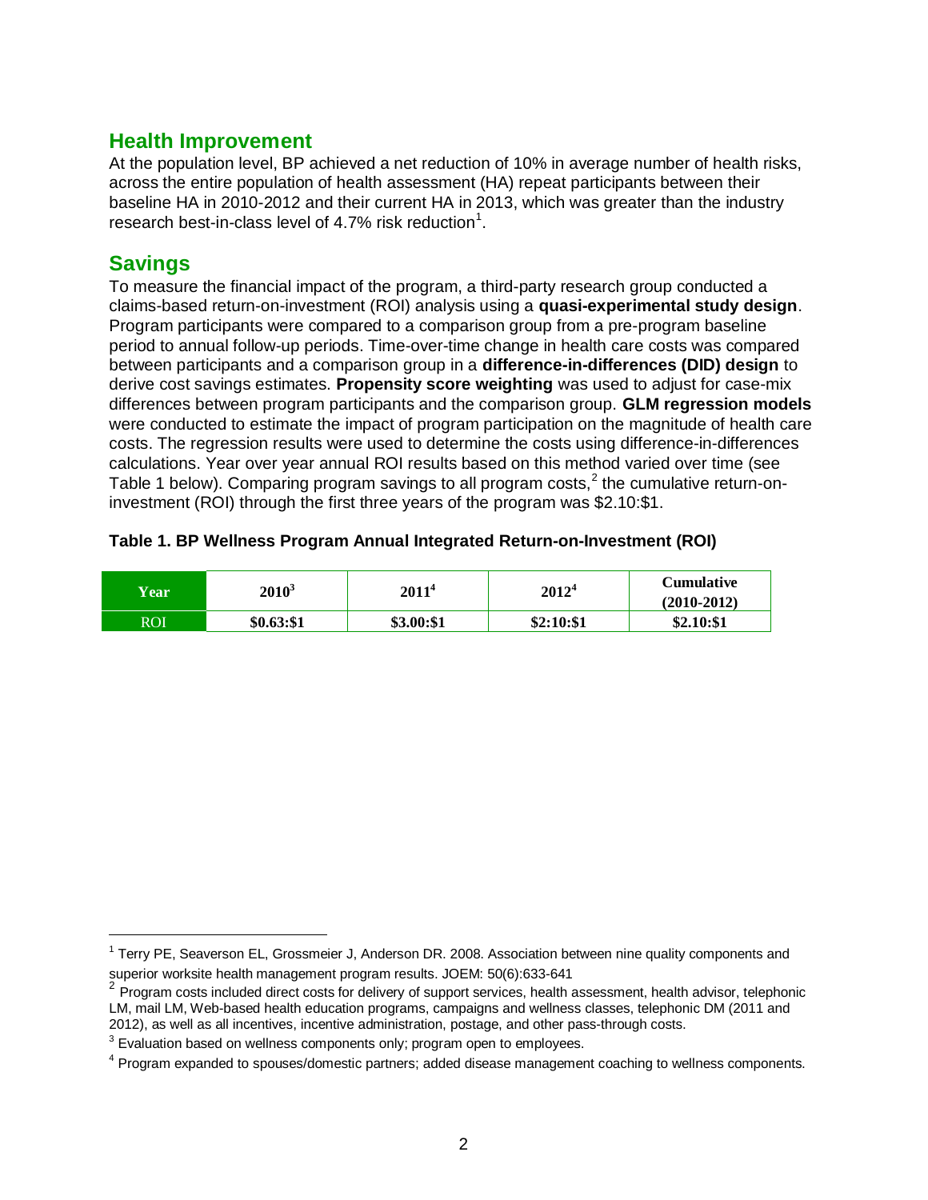## Health Improvement

At the population level, BP achieved a net reduction of 10% in average number of health risks, across the entire population of health assessment (HA) repeat participants between their baseline HA in 2010-2012 and their current HA in 2013, which was greater than the industry research best-in-class level of 4.7% risk reduction[1].

## Savings

To measure the financial impact of the program, a third-party research group conducted a claims-based return-on-investment (ROI) analysis using a **quasi-experimental study design**. Program participants were compared to a comparison group from a pre-program baseline period to annual follow-up periods. Time-over-time change in health care costs was compared between participants and a comparison group in a **difference-in-differences (DID) design** to derive cost savings estimates. **Propensity score weighting** was used to adjust for case-mix differences between program participants and the comparison group. **GLM regression models** were conducted to estimate the impact of program participation on the magnitude of health care costs. The regression results were used to determine the costs using difference-in-differences calculations. Year over year annual ROI results based on this method varied over time (see Table 1 below). Comparing program savings to all program costs,[2] the cumulative return-on-investment (ROI) through the first three years of the program was $2.10:$1.

**Table 1. BP Wellness Program Annual Integrated Return-on-Investment (ROI)**

| Year | 2010[3] | 2011[4] | 2012[4] | Cumulative (2010-2012) |
|---|---|---|---|---|
| ROI | **$0.63:$1** | **$3.00:$1** | **$2:10:$1** | **$2.10:$1** |

---

[1] Terry PE, Seaverson EL, Grossmeier J, Anderson DR. 2008. Association between nine quality components and superior worksite health management program results. JOEM: 50(6):633-641

[2] Program costs included direct costs for delivery of support services, health assessment, health advisor, telephonic LM, mail LM, Web-based health education programs, campaigns and wellness classes, telephonic DM (2011 and 2012), as well as all incentives, incentive administration, postage, and other pass-through costs.

[3] Evaluation based on wellness components only; program open to employees.

[4] Program expanded to spouses/domestic partners; added disease management coaching to wellness components.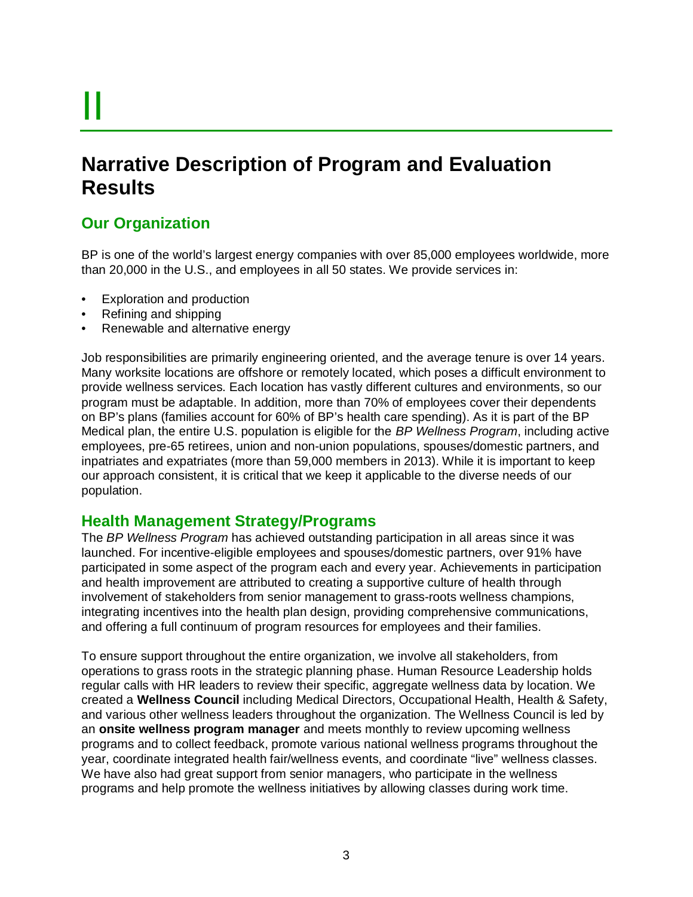# II

## Narrative Description of Program and Evaluation Results

### Our Organization

BP is one of the world's largest energy companies with over 85,000 employees worldwide, more than 20,000 in the U.S., and employees in all 50 states. We provide services in:

- Exploration and production
- Refining and shipping
- Renewable and alternative energy

Job responsibilities are primarily engineering oriented, and the average tenure is over 14 years. Many worksite locations are offshore or remotely located, which poses a difficult environment to provide wellness services. Each location has vastly different cultures and environments, so our program must be adaptable. In addition, more than 70% of employees cover their dependents on BP's plans (families account for 60% of BP's health care spending). As it is part of the BP Medical plan, the entire U.S. population is eligible for the *BP Wellness Program*, including active employees, pre-65 retirees, union and non-union populations, spouses/domestic partners, and inpatriates and expatriates (more than 59,000 members in 2013). While it is important to keep our approach consistent, it is critical that we keep it applicable to the diverse needs of our population.

### Health Management Strategy/Programs

The *BP Wellness Program* has achieved outstanding participation in all areas since it was launched. For incentive-eligible employees and spouses/domestic partners, over 91% have participated in some aspect of the program each and every year. Achievements in participation and health improvement are attributed to creating a supportive culture of health through involvement of stakeholders from senior management to grass-roots wellness champions, integrating incentives into the health plan design, providing comprehensive communications, and offering a full continuum of program resources for employees and their families.

To ensure support throughout the entire organization, we involve all stakeholders, from operations to grass roots in the strategic planning phase. Human Resource Leadership holds regular calls with HR leaders to review their specific, aggregate wellness data by location. We created a **Wellness Council** including Medical Directors, Occupational Health, Health & Safety, and various other wellness leaders throughout the organization. The Wellness Council is led by an **onsite wellness program manager** and meets monthly to review upcoming wellness programs and to collect feedback, promote various national wellness programs throughout the year, coordinate integrated health fair/wellness events, and coordinate "live" wellness classes. We have also had great support from senior managers, who participate in the wellness programs and help promote the wellness initiatives by allowing classes during work time.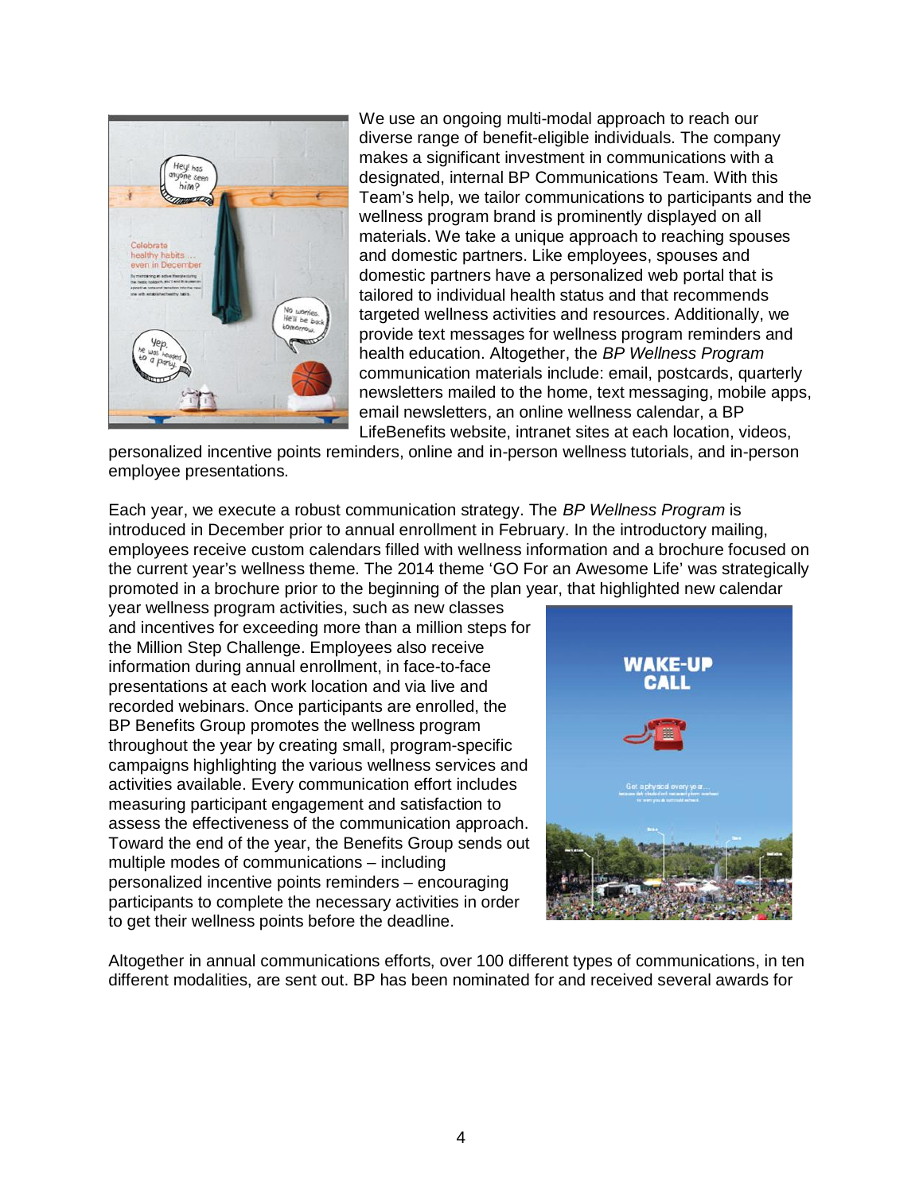We use an ongoing multi-modal approach to reach our diverse range of benefit-eligible individuals. The company makes a significant investment in communications with a designated, internal BP Communications Team. With this Team's help, we tailor communications to participants and the wellness program brand is prominently displayed on all materials. We take a unique approach to reaching spouses and domestic partners. Like employees, spouses and domestic partners have a personalized web portal that is tailored to individual health status and that recommends targeted wellness activities and resources. Additionally, we provide text messages for wellness program reminders and health education. Altogether, the *BP Wellness Program* communication materials include: email, postcards, quarterly newsletters mailed to the home, text messaging, mobile apps, email newsletters, an online wellness calendar, a BP LifeBenefits website, intranet sites at each location, videos, personalized incentive points reminders, online and in-person wellness tutorials, and in-person employee presentations.

Each year, we execute a robust communication strategy. The *BP Wellness Program* is introduced in December prior to annual enrollment in February. In the introductory mailing, employees receive custom calendars filled with wellness information and a brochure focused on the current year's wellness theme. The 2014 theme 'GO For an Awesome Life' was strategically promoted in a brochure prior to the beginning of the plan year, that highlighted new calendar year wellness program activities, such as new classes and incentives for exceeding more than a million steps for the Million Step Challenge. Employees also receive information during annual enrollment, in face-to-face presentations at each work location and via live and recorded webinars. Once participants are enrolled, the BP Benefits Group promotes the wellness program throughout the year by creating small, program-specific campaigns highlighting the various wellness services and activities available. Every communication effort includes measuring participant engagement and satisfaction to assess the effectiveness of the communication approach. Toward the end of the year, the Benefits Group sends out multiple modes of communications – including personalized incentive points reminders – encouraging participants to complete the necessary activities in order to get their wellness points before the deadline.

Altogether in annual communications efforts, over 100 different types of communications, in ten different modalities, are sent out. BP has been nominated for and received several awards for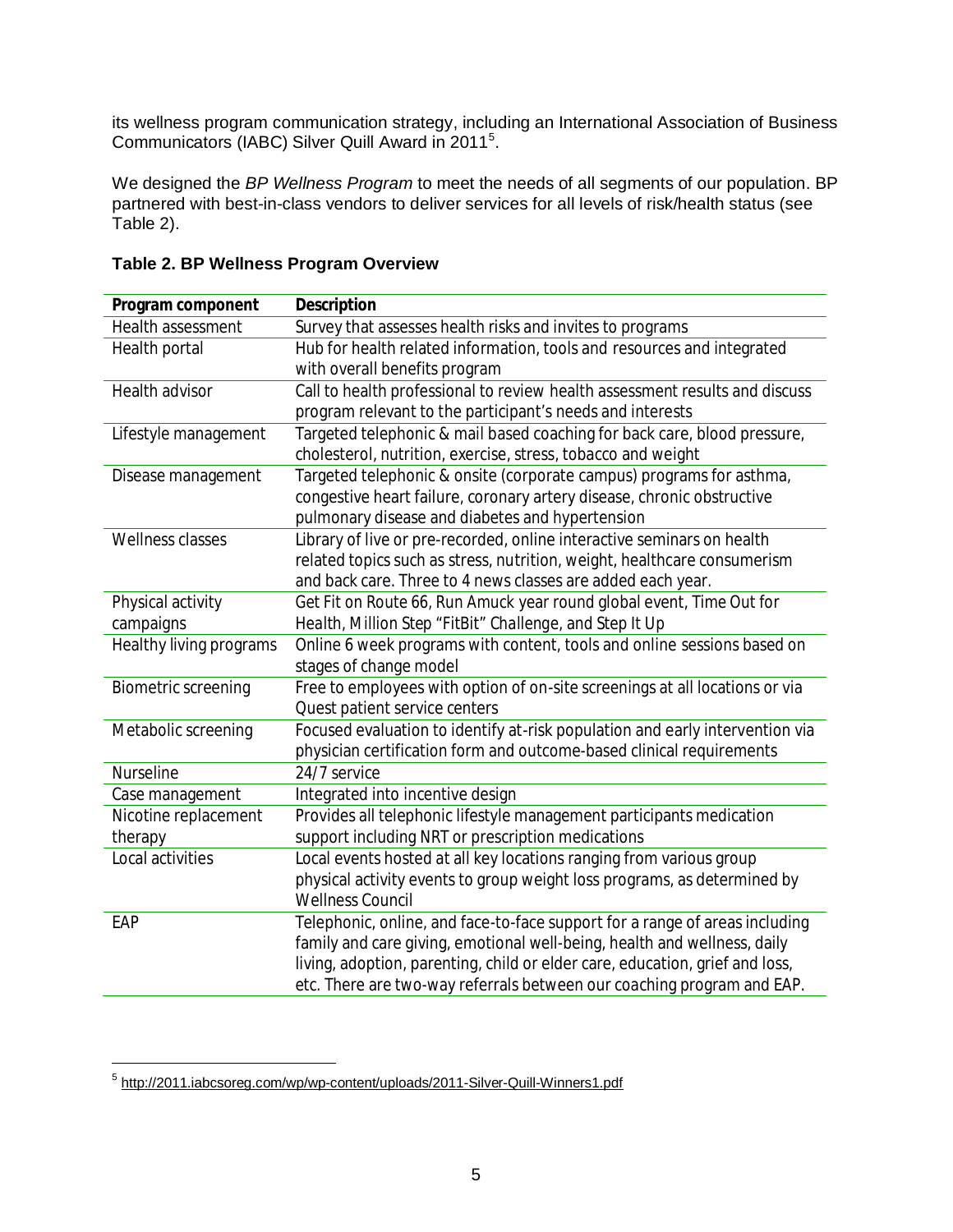its wellness program communication strategy, including an International Association of Business Communicators (IABC) Silver Quill Award in 2011[5].

We designed the *BP Wellness Program* to meet the needs of all segments of our population. BP partnered with best-in-class vendors to deliver services for all levels of risk/health status (see Table 2).

**Table 2. BP Wellness Program Overview**

| Program component | Description |
|---|---|
| Health assessment | Survey that assesses health risks and invites to programs |
| Health portal | Hub for health related information, tools and resources and integrated with overall benefits program |
| Health advisor | Call to health professional to review health assessment results and discuss program relevant to the participant's needs and interests |
| Lifestyle management | Targeted telephonic & mail based coaching for back care, blood pressure, cholesterol, nutrition, exercise, stress, tobacco and weight |
| Disease management | Targeted telephonic & onsite (corporate campus) programs for asthma, congestive heart failure, coronary artery disease, chronic obstructive pulmonary disease and diabetes and hypertension |
| Wellness classes | Library of live or pre-recorded, online interactive seminars on health related topics such as stress, nutrition, weight, healthcare consumerism and back care. Three to 4 news classes are added each year. |
| Physical activity campaigns | Get Fit on Route 66, Run Amuck year round global event, Time Out for Health, Million Step "FitBit" Challenge, and Step It Up |
| Healthy living programs | Online 6 week programs with content, tools and online sessions based on stages of change model |
| Biometric screening | Free to employees with option of on-site screenings at all locations or via Quest patient service centers |
| Metabolic screening | Focused evaluation to identify at-risk population and early intervention via physician certification form and outcome-based clinical requirements |
| Nurseline | 24/7 service |
| Case management | Integrated into incentive design |
| Nicotine replacement therapy | Provides all telephonic lifestyle management participants medication support including NRT or prescription medications |
| Local activities | Local events hosted at all key locations ranging from various group physical activity events to group weight loss programs, as determined by Wellness Council |
| EAP | Telephonic, online, and face-to-face support for a range of areas including family and care giving, emotional well-being, health and wellness, daily living, adoption, parenting, child or elder care, education, grief and loss, etc. There are two-way referrals between our coaching program and EAP. |

[5] http://2011.iabcsoreg.com/wp/wp-content/uploads/2011-Silver-Quill-Winners1.pdf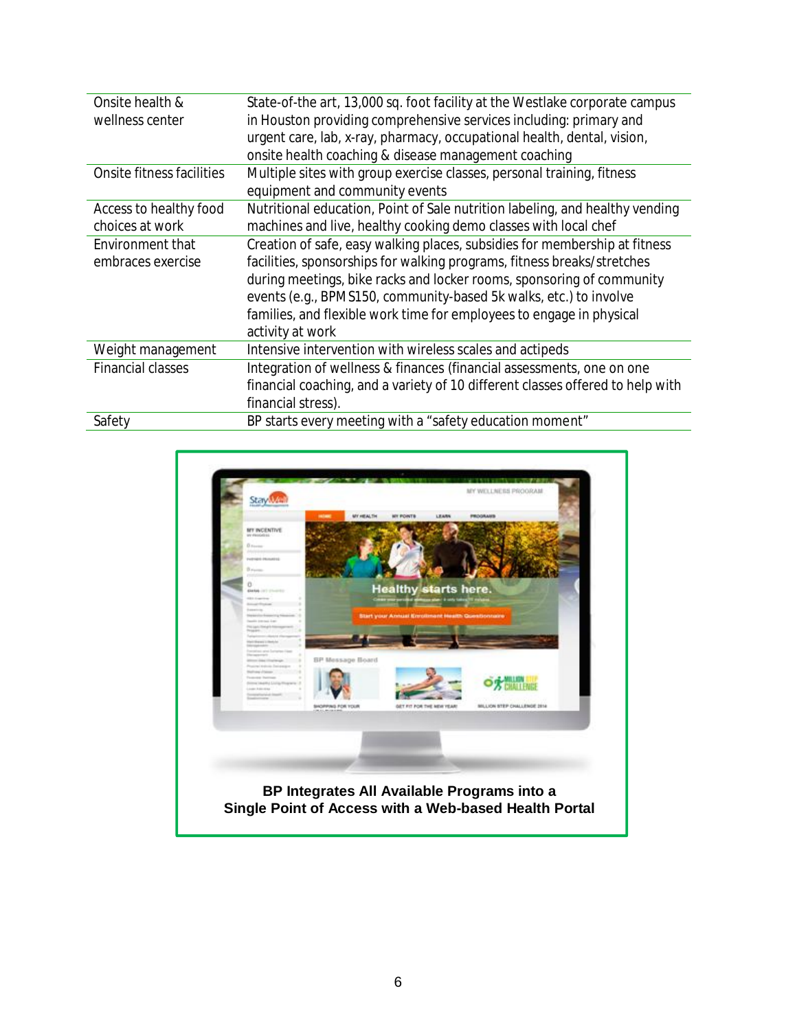| | |
|---|---|
| Onsite health & wellness center | State-of-the art, 13,000 sq. foot facility at the Westlake corporate campus in Houston providing comprehensive services including: primary and urgent care, lab, x-ray, pharmacy, occupational health, dental, vision, onsite health coaching & disease management coaching |
| Onsite fitness facilities | Multiple sites with group exercise classes, personal training, fitness equipment and community events |
| Access to healthy food choices at work | Nutritional education, Point of Sale nutrition labeling, and healthy vending machines and live, healthy cooking demo classes with local chef |
| Environment that embraces exercise | Creation of safe, easy walking places, subsidies for membership at fitness facilities, sponsorships for walking programs, fitness breaks/stretches during meetings, bike racks and locker rooms, sponsoring of community events (e.g., BPMS150, community-based 5k walks, etc.) to involve families, and flexible work time for employees to engage in physical activity at work |
| Weight management | Intensive intervention with wireless scales and actipeds |
| Financial classes | Integration of wellness & finances (financial assessments, one on one financial coaching, and a variety of 10 different classes offered to help with financial stress). |
| Safety | BP starts every meeting with a "safety education moment" |

**BP Integrates All Available Programs into a Single Point of Access with a Web-based Health Portal**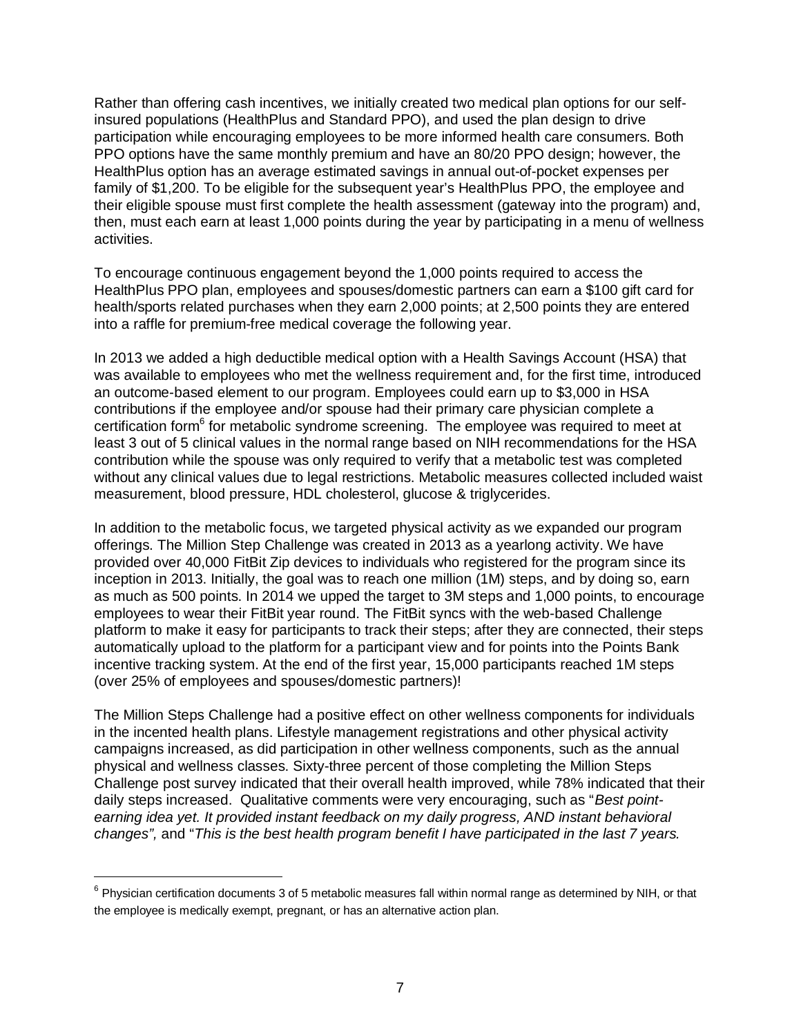Rather than offering cash incentives, we initially created two medical plan options for our self-insured populations (HealthPlus and Standard PPO), and used the plan design to drive participation while encouraging employees to be more informed health care consumers. Both PPO options have the same monthly premium and have an 80/20 PPO design; however, the HealthPlus option has an average estimated savings in annual out-of-pocket expenses per family of $1,200. To be eligible for the subsequent year's HealthPlus PPO, the employee and their eligible spouse must first complete the health assessment (gateway into the program) and, then, must each earn at least 1,000 points during the year by participating in a menu of wellness activities.

To encourage continuous engagement beyond the 1,000 points required to access the HealthPlus PPO plan, employees and spouses/domestic partners can earn a $100 gift card for health/sports related purchases when they earn 2,000 points; at 2,500 points they are entered into a raffle for premium-free medical coverage the following year.

In 2013 we added a high deductible medical option with a Health Savings Account (HSA) that was available to employees who met the wellness requirement and, for the first time, introduced an outcome-based element to our program. Employees could earn up to $3,000 in HSA contributions if the employee and/or spouse had their primary care physician complete a certification form[6] for metabolic syndrome screening. The employee was required to meet at least 3 out of 5 clinical values in the normal range based on NIH recommendations for the HSA contribution while the spouse was only required to verify that a metabolic test was completed without any clinical values due to legal restrictions. Metabolic measures collected included waist measurement, blood pressure, HDL cholesterol, glucose & triglycerides.

In addition to the metabolic focus, we targeted physical activity as we expanded our program offerings. The Million Step Challenge was created in 2013 as a yearlong activity. We have provided over 40,000 FitBit Zip devices to individuals who registered for the program since its inception in 2013. Initially, the goal was to reach one million (1M) steps, and by doing so, earn as much as 500 points. In 2014 we upped the target to 3M steps and 1,000 points, to encourage employees to wear their FitBit year round. The FitBit syncs with the web-based Challenge platform to make it easy for participants to track their steps; after they are connected, their steps automatically upload to the platform for a participant view and for points into the Points Bank incentive tracking system. At the end of the first year, 15,000 participants reached 1M steps (over 25% of employees and spouses/domestic partners)!

The Million Steps Challenge had a positive effect on other wellness components for individuals in the incented health plans. Lifestyle management registrations and other physical activity campaigns increased, as did participation in other wellness components, such as the annual physical and wellness classes. Sixty-three percent of those completing the Million Steps Challenge post survey indicated that their overall health improved, while 78% indicated that their daily steps increased. Qualitative comments were very encouraging, such as "*Best point-earning idea yet. It provided instant feedback on my daily progress, AND instant behavioral changes",* and "*This is the best health program benefit I have participated in the last 7 years.*

---

[6] Physician certification documents 3 of 5 metabolic measures fall within normal range as determined by NIH, or that the employee is medically exempt, pregnant, or has an alternative action plan.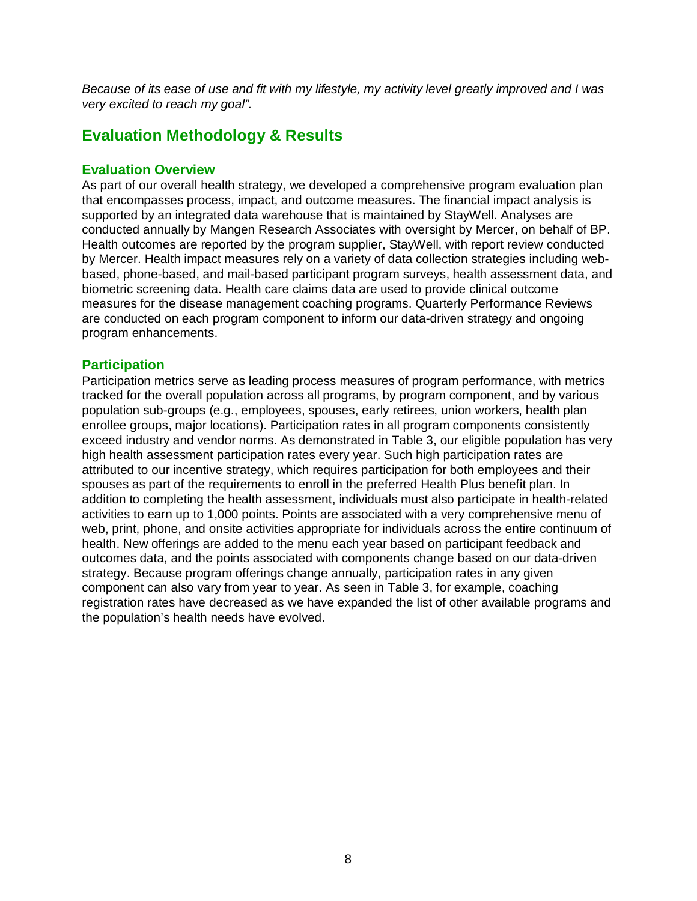*Because of its ease of use and fit with my lifestyle, my activity level greatly improved and I was very excited to reach my goal".*

## Evaluation Methodology & Results

### Evaluation Overview

As part of our overall health strategy, we developed a comprehensive program evaluation plan that encompasses process, impact, and outcome measures. The financial impact analysis is supported by an integrated data warehouse that is maintained by StayWell. Analyses are conducted annually by Mangen Research Associates with oversight by Mercer, on behalf of BP. Health outcomes are reported by the program supplier, StayWell, with report review conducted by Mercer. Health impact measures rely on a variety of data collection strategies including web-based, phone-based, and mail-based participant program surveys, health assessment data, and biometric screening data. Health care claims data are used to provide clinical outcome measures for the disease management coaching programs. Quarterly Performance Reviews are conducted on each program component to inform our data-driven strategy and ongoing program enhancements.

### Participation

Participation metrics serve as leading process measures of program performance, with metrics tracked for the overall population across all programs, by program component, and by various population sub-groups (e.g., employees, spouses, early retirees, union workers, health plan enrollee groups, major locations). Participation rates in all program components consistently exceed industry and vendor norms. As demonstrated in Table 3, our eligible population has very high health assessment participation rates every year. Such high participation rates are attributed to our incentive strategy, which requires participation for both employees and their spouses as part of the requirements to enroll in the preferred Health Plus benefit plan. In addition to completing the health assessment, individuals must also participate in health-related activities to earn up to 1,000 points. Points are associated with a very comprehensive menu of web, print, phone, and onsite activities appropriate for individuals across the entire continuum of health. New offerings are added to the menu each year based on participant feedback and outcomes data, and the points associated with components change based on our data-driven strategy. Because program offerings change annually, participation rates in any given component can also vary from year to year. As seen in Table 3, for example, coaching registration rates have decreased as we have expanded the list of other available programs and the population's health needs have evolved.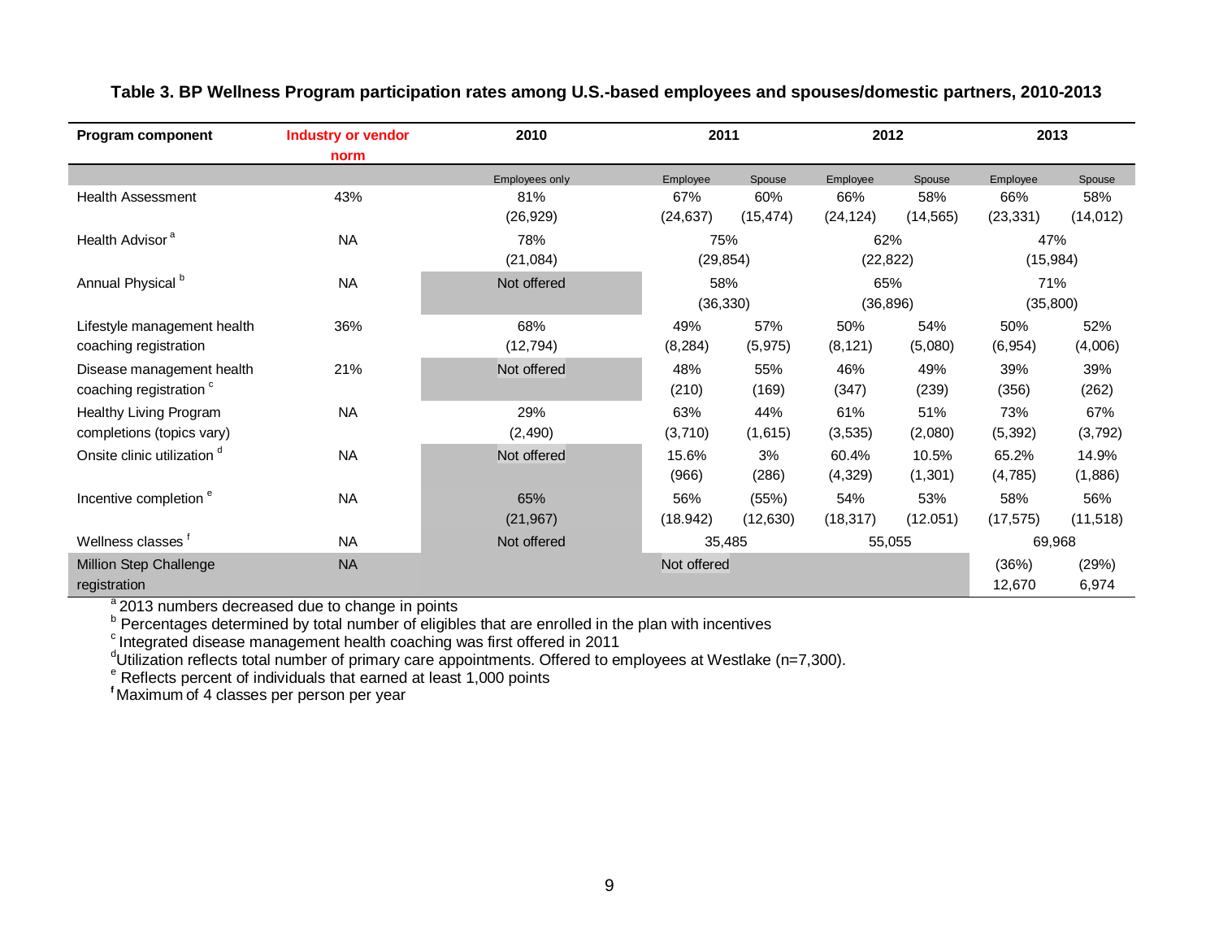**Table 3. BP Wellness Program participation rates among U.S.-based employees and spouses/domestic partners, 2010-2013**

| Program component | Industry or vendor norm | 2010 | 2011 | | 2012 | | 2013 | |
|---|---|---|---|---|---|---|---|---|
| | | Employees only | Employee | Spouse | Employee | Spouse | Employee | Spouse |
| Health Assessment | 43% | 81% (26,929) | 67% (24,637) | 60% (15,474) | 66% (24,124) | 58% (14,565) | 66% (23,331) | 58% (14,012) |
| Health Advisor [a] | NA | 78% (21,084) | 75% (29,854) | | 62% (22,822) | | 47% (15,984) | |
| Annual Physical [b] | NA | Not offered | 58% (36,330) | | 65% (36,896) | | 71% (35,800) | |
| Lifestyle management health coaching registration | 36% | 68% (12,794) | 49% (8,284) | 57% (5,975) | 50% (8,121) | 54% (5,080) | 50% (6,954) | 52% (4,006) |
| Disease management health coaching registration [c] | 21% | Not offered | 48% (210) | 55% (169) | 46% (347) | 49% (239) | 39% (356) | 39% (262) |
| Healthy Living Program completions (topics vary) | NA | 29% (2,490) | 63% (3,710) | 44% (1,615) | 61% (3,535) | 51% (2,080) | 73% (5,392) | 67% (3,792) |
| Onsite clinic utilization [d] | NA | Not offered | 15.6% (966) | 3% (286) | 60.4% (4,329) | 10.5% (1,301) | 65.2% (4,785) | 14.9% (1,886) |
| Incentive completion [e] | NA | 65% (21,967) | 56% (18.942) | (55%) (12,630) | 54% (18,317) | 53% (12.051) | 58% (17,575) | 56% (11,518) |
| Wellness classes [f] | NA | Not offered | 35,485 | | 55,055 | | 69,968 | |
| Million Step Challenge registration | NA | | Not offered | | | | (36%) 12,670 | (29%) 6,974 |

[a] 2013 numbers decreased due to change in points
[b] Percentages determined by total number of eligibles that are enrolled in the plan with incentives
[c] Integrated disease management health coaching was first offered in 2011
[d] Utilization reflects total number of primary care appointments. Offered to employees at Westlake (n=7,300).
[e] Reflects percent of individuals that earned at least 1,000 points
[f] Maximum of 4 classes per person per year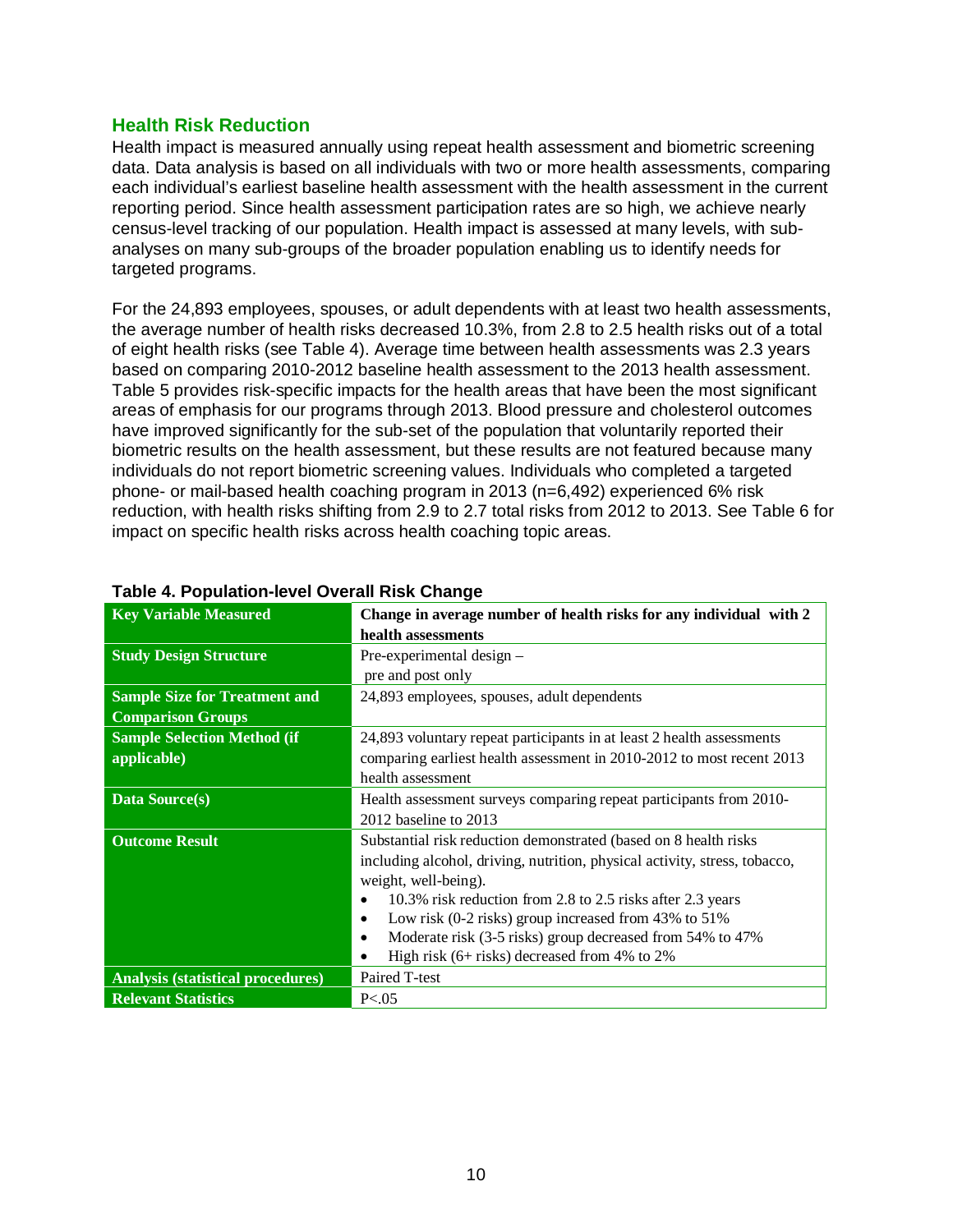## Health Risk Reduction

Health impact is measured annually using repeat health assessment and biometric screening data. Data analysis is based on all individuals with two or more health assessments, comparing each individual's earliest baseline health assessment with the health assessment in the current reporting period. Since health assessment participation rates are so high, we achieve nearly census-level tracking of our population. Health impact is assessed at many levels, with sub-analyses on many sub-groups of the broader population enabling us to identify needs for targeted programs.

For the 24,893 employees, spouses, or adult dependents with at least two health assessments, the average number of health risks decreased 10.3%, from 2.8 to 2.5 health risks out of a total of eight health risks (see Table 4). Average time between health assessments was 2.3 years based on comparing 2010-2012 baseline health assessment to the 2013 health assessment. Table 5 provides risk-specific impacts for the health areas that have been the most significant areas of emphasis for our programs through 2013. Blood pressure and cholesterol outcomes have improved significantly for the sub-set of the population that voluntarily reported their biometric results on the health assessment, but these results are not featured because many individuals do not report biometric screening values. Individuals who completed a targeted phone- or mail-based health coaching program in 2013 (n=6,492) experienced 6% risk reduction, with health risks shifting from 2.9 to 2.7 total risks from 2012 to 2013. See Table 6 for impact on specific health risks across health coaching topic areas.

**Table 4. Population-level Overall Risk Change**

| | |
|---|---|
| **Key Variable Measured** | **Change in average number of health risks for any individual with 2 health assessments** |
| **Study Design Structure** | Pre-experimental design – pre and post only |
| **Sample Size for Treatment and Comparison Groups** | 24,893 employees, spouses, adult dependents |
| **Sample Selection Method (if applicable)** | 24,893 voluntary repeat participants in at least 2 health assessments comparing earliest health assessment in 2010-2012 to most recent 2013 health assessment |
| **Data Source(s)** | Health assessment surveys comparing repeat participants from 2010-2012 baseline to 2013 |
| **Outcome Result** | Substantial risk reduction demonstrated (based on 8 health risks including alcohol, driving, nutrition, physical activity, stress, tobacco, weight, well-being).<br>• 10.3% risk reduction from 2.8 to 2.5 risks after 2.3 years<br>• Low risk (0-2 risks) group increased from 43% to 51%<br>• Moderate risk (3-5 risks) group decreased from 54% to 47%<br>• High risk (6+ risks) decreased from 4% to 2% |
| **Analysis (statistical procedures)** | Paired T-test |
| **Relevant Statistics** | $P<.05$ |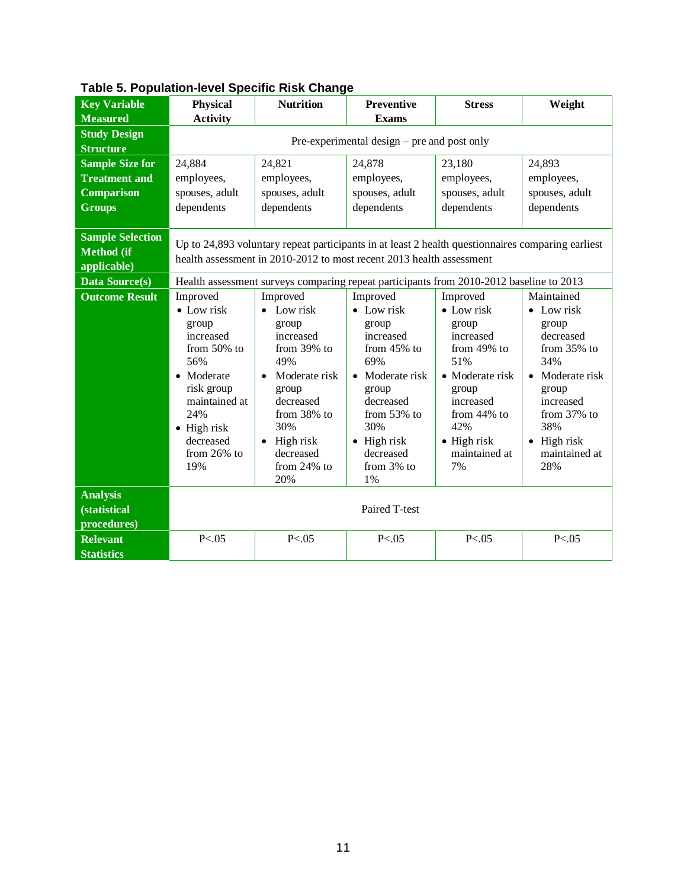**Table 5. Population-level Specific Risk Change**

| Key Variable Measured | Physical Activity | Nutrition | Preventive Exams | Stress | Weight |
|---|---|---|---|---|---|
| Study Design Structure | Pre-experimental design – pre and post only | | | | |
| Sample Size for Treatment and Comparison Groups | 24,884 employees, spouses, adult dependents | 24,821 employees, spouses, adult dependents | 24,878 employees, spouses, adult dependents | 23,180 employees, spouses, adult dependents | 24,893 employees, spouses, adult dependents |
| Sample Selection Method (if applicable) | Up to 24,893 voluntary repeat participants in at least 2 health questionnaires comparing earliest health assessment in 2010-2012 to most recent 2013 health assessment | | | | |
| Data Source(s) | Health assessment surveys comparing repeat participants from 2010-2012 baseline to 2013 | | | | |
| Outcome Result | Improved<br>• Low risk group increased from 50% to 56%<br>• Moderate risk group maintained at 24%<br>• High risk decreased from 26% to 19% | Improved<br>• Low risk group increased from 39% to 49%<br>• Moderate risk group decreased from 38% to 30%<br>• High risk decreased from 24% to 20% | Improved<br>• Low risk group increased from 45% to 69%<br>• Moderate risk group decreased from 53% to 30%<br>• High risk decreased from 3% to 1% | Improved<br>• Low risk group increased from 49% to 51%<br>• Moderate risk group increased from 44% to 42%<br>• High risk maintained at 7% | Maintained<br>• Low risk group decreased from 35% to 34%<br>• Moderate risk group increased from 37% to 38%<br>• High risk maintained at 28% |
| Analysis (statistical procedures) | Paired T-test | | | | |
| Relevant Statistics | P<.05 | P<.05 | P<.05 | P<.05 | P<.05 |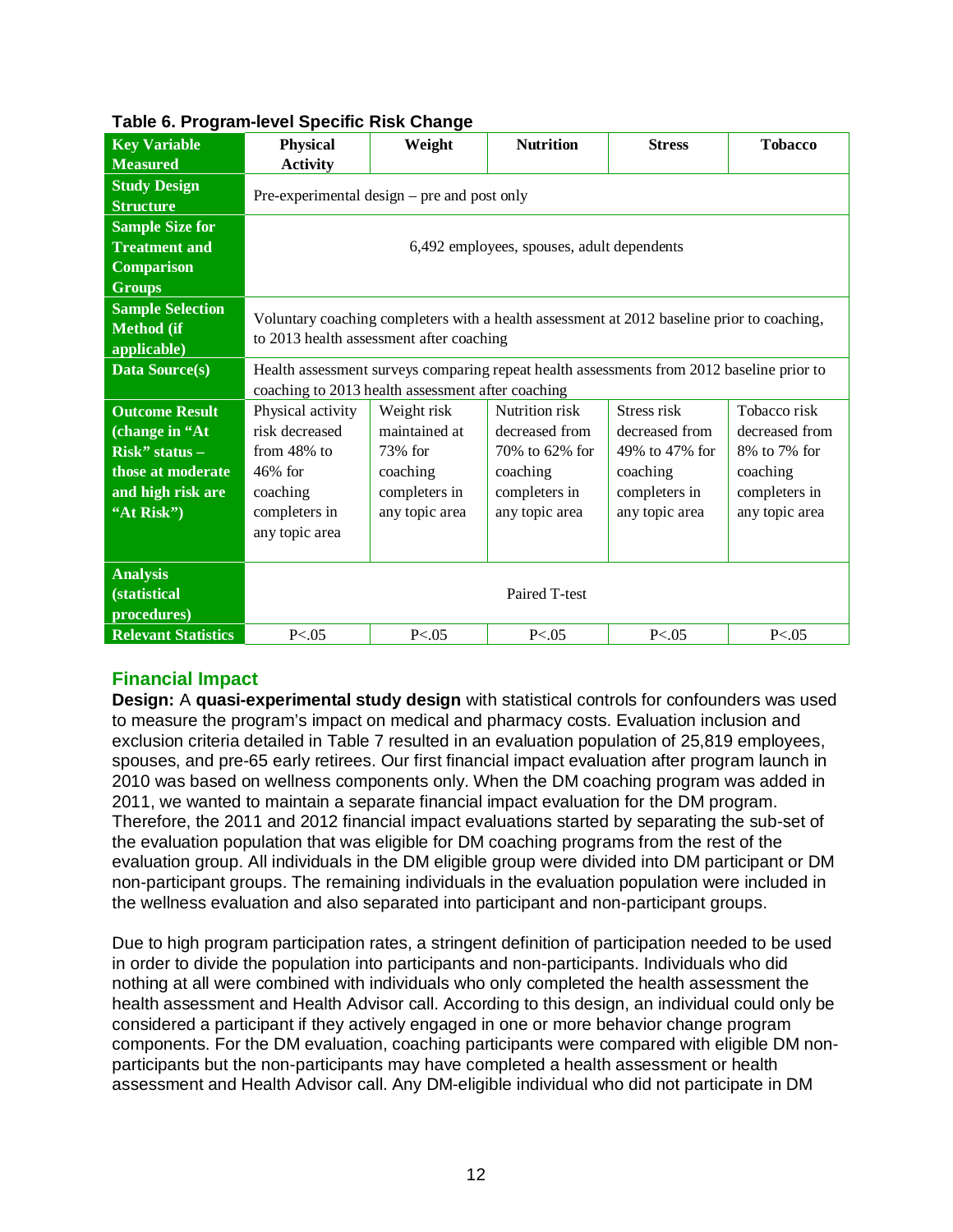**Table 6. Program-level Specific Risk Change**

| **Key Variable Measured** | **Physical Activity** | **Weight** | **Nutrition** | **Stress** | **Tobacco** |
|---|---|---|---|---|---|
| **Study Design Structure** | Pre-experimental design – pre and post only | | | | |
| **Sample Size for Treatment and Comparison Groups** | 6,492 employees, spouses, adult dependents | | | | |
| **Sample Selection Method (if applicable)** | Voluntary coaching completers with a health assessment at 2012 baseline prior to coaching, to 2013 health assessment after coaching | | | | |
| **Data Source(s)** | Health assessment surveys comparing repeat health assessments from 2012 baseline prior to coaching to 2013 health assessment after coaching | | | | |
| **Outcome Result (change in "At Risk" status – those at moderate and high risk are "At Risk")** | Physical activity risk decreased from 48% to 46% for coaching completers in any topic area | Weight risk maintained at 73% for coaching completers in any topic area | Nutrition risk decreased from 70% to 62% for coaching completers in any topic area | Stress risk decreased from 49% to 47% for coaching completers in any topic area | Tobacco risk decreased from 8% to 7% for coaching completers in any topic area |
| **Analysis (statistical procedures)** | Paired T-test | | | | |
| **Relevant Statistics** | P<.05 | P<.05 | P<.05 | P<.05 | P<.05 |

## Financial Impact

**Design:** A **quasi-experimental study design** with statistical controls for confounders was used to measure the program's impact on medical and pharmacy costs. Evaluation inclusion and exclusion criteria detailed in Table 7 resulted in an evaluation population of 25,819 employees, spouses, and pre-65 early retirees. Our first financial impact evaluation after program launch in 2010 was based on wellness components only. When the DM coaching program was added in 2011, we wanted to maintain a separate financial impact evaluation for the DM program. Therefore, the 2011 and 2012 financial impact evaluations started by separating the sub-set of the evaluation population that was eligible for DM coaching programs from the rest of the evaluation group. All individuals in the DM eligible group were divided into DM participant or DM non-participant groups. The remaining individuals in the evaluation population were included in the wellness evaluation and also separated into participant and non-participant groups.

Due to high program participation rates, a stringent definition of participation needed to be used in order to divide the population into participants and non-participants. Individuals who did nothing at all were combined with individuals who only completed the health assessment the health assessment and Health Advisor call. According to this design, an individual could only be considered a participant if they actively engaged in one or more behavior change program components. For the DM evaluation, coaching participants were compared with eligible DM non-participants but the non-participants may have completed a health assessment or health assessment and Health Advisor call. Any DM-eligible individual who did not participate in DM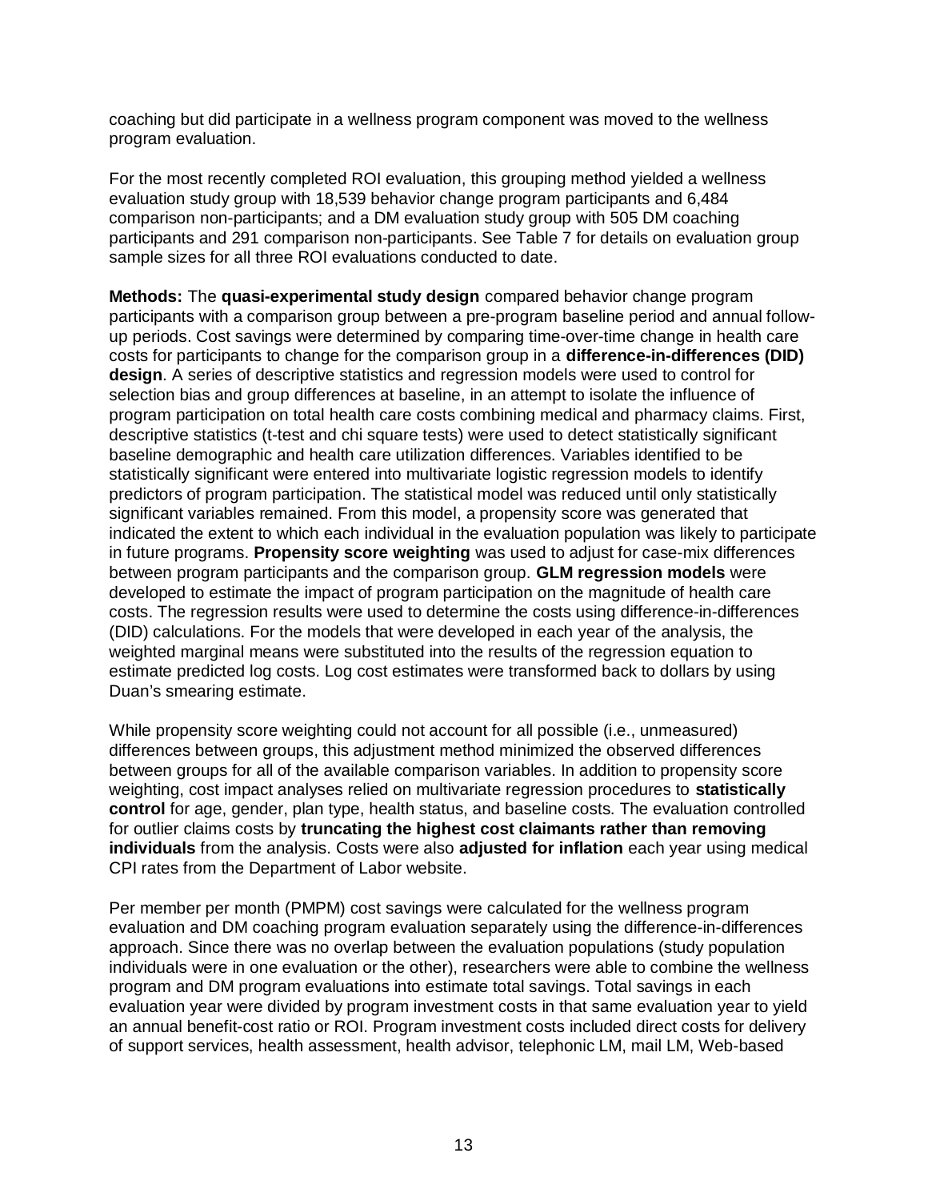coaching but did participate in a wellness program component was moved to the wellness program evaluation.

For the most recently completed ROI evaluation, this grouping method yielded a wellness evaluation study group with 18,539 behavior change program participants and 6,484 comparison non-participants; and a DM evaluation study group with 505 DM coaching participants and 291 comparison non-participants. See Table 7 for details on evaluation group sample sizes for all three ROI evaluations conducted to date.

**Methods:** The **quasi-experimental study design** compared behavior change program participants with a comparison group between a pre-program baseline period and annual follow-up periods. Cost savings were determined by comparing time-over-time change in health care costs for participants to change for the comparison group in a **difference-in-differences (DID) design**. A series of descriptive statistics and regression models were used to control for selection bias and group differences at baseline, in an attempt to isolate the influence of program participation on total health care costs combining medical and pharmacy claims. First, descriptive statistics (t-test and chi square tests) were used to detect statistically significant baseline demographic and health care utilization differences. Variables identified to be statistically significant were entered into multivariate logistic regression models to identify predictors of program participation. The statistical model was reduced until only statistically significant variables remained. From this model, a propensity score was generated that indicated the extent to which each individual in the evaluation population was likely to participate in future programs. **Propensity score weighting** was used to adjust for case-mix differences between program participants and the comparison group. **GLM regression models** were developed to estimate the impact of program participation on the magnitude of health care costs. The regression results were used to determine the costs using difference-in-differences (DID) calculations. For the models that were developed in each year of the analysis, the weighted marginal means were substituted into the results of the regression equation to estimate predicted log costs. Log cost estimates were transformed back to dollars by using Duan's smearing estimate.

While propensity score weighting could not account for all possible (i.e., unmeasured) differences between groups, this adjustment method minimized the observed differences between groups for all of the available comparison variables. In addition to propensity score weighting, cost impact analyses relied on multivariate regression procedures to **statistically control** for age, gender, plan type, health status, and baseline costs. The evaluation controlled for outlier claims costs by **truncating the highest cost claimants rather than removing individuals** from the analysis. Costs were also **adjusted for inflation** each year using medical CPI rates from the Department of Labor website.

Per member per month (PMPM) cost savings were calculated for the wellness program evaluation and DM coaching program evaluation separately using the difference-in-differences approach. Since there was no overlap between the evaluation populations (study population individuals were in one evaluation or the other), researchers were able to combine the wellness program and DM program evaluations into estimate total savings. Total savings in each evaluation year were divided by program investment costs in that same evaluation year to yield an annual benefit-cost ratio or ROI. Program investment costs included direct costs for delivery of support services, health assessment, health advisor, telephonic LM, mail LM, Web-based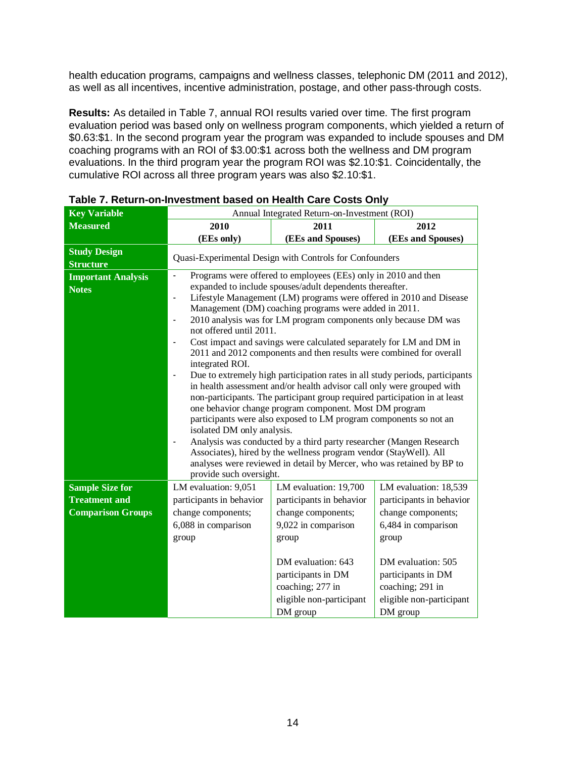health education programs, campaigns and wellness classes, telephonic DM (2011 and 2012), as well as all incentives, incentive administration, postage, and other pass-through costs.

**Results:** As detailed in Table 7, annual ROI results varied over time. The first program evaluation period was based only on wellness program components, which yielded a return of \$0.63:\$1. In the second program year the program was expanded to include spouses and DM coaching programs with an ROI of \$3.00:\$1 across both the wellness and DM program evaluations. In the third program year the program ROI was \$2.10:\$1. Coincidentally, the cumulative ROI across all three program years was also \$2.10:\$1.

**Table 7. Return-on-Investment based on Health Care Costs Only**

| Key Variable Measured | Annual Integrated Return-on-Investment (ROI) | | |
|---|---|---|---|
| | **2010 (EEs only)** | **2011 (EEs and Spouses)** | **2012 (EEs and Spouses)** |
| **Study Design Structure** | Quasi-Experimental Design with Controls for Confounders | | |
| **Important Analysis Notes** | - Programs were offered to employees (EEs) only in 2010 and then expanded to include spouses/adult dependents thereafter.<br>- Lifestyle Management (LM) programs were offered in 2010 and Disease Management (DM) coaching programs were added in 2011.<br>- 2010 analysis was for LM program components only because DM was not offered until 2011.<br>- Cost impact and savings were calculated separately for LM and DM in 2011 and 2012 components and then results were combined for overall integrated ROI.<br>- Due to extremely high participation rates in all study periods, participants in health assessment and/or health advisor call only were grouped with non-participants. The participant group required participation in at least one behavior change program component. Most DM program participants were also exposed to LM program components so not an isolated DM only analysis.<br>- Analysis was conducted by a third party researcher (Mangen Research Associates), hired by the wellness program vendor (StayWell). All analyses were reviewed in detail by Mercer, who was retained by BP to provide such oversight. | | |
| **Sample Size for Treatment and Comparison Groups** | LM evaluation: 9,051 participants in behavior change components; 6,088 in comparison group | LM evaluation: 19,700 participants in behavior change components; 9,022 in comparison group<br><br>DM evaluation: 643 participants in DM coaching; 277 in eligible non-participant DM group | LM evaluation: 18,539 participants in behavior change components; 6,484 in comparison group<br><br>DM evaluation: 505 participants in DM coaching; 291 in eligible non-participant DM group |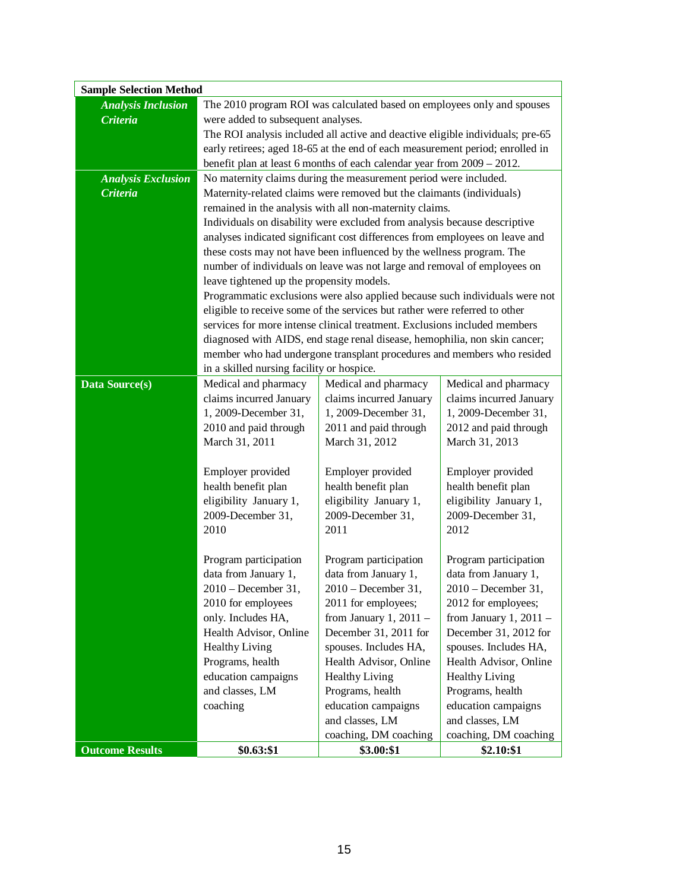| Sample Selection Method | | | |
|---|---|---|---|
| ***Analysis Inclusion Criteria*** | The 2010 program ROI was calculated based on employees only and spouses were added to subsequent analyses.<br>The ROI analysis included all active and deactive eligible individuals; pre-65 early retirees; aged 18-65 at the end of each measurement period; enrolled in benefit plan at least 6 months of each calendar year from 2009 – 2012. | | |
| ***Analysis Exclusion Criteria*** | No maternity claims during the measurement period were included. Maternity-related claims were removed but the claimants (individuals) remained in the analysis with all non-maternity claims.<br>Individuals on disability were excluded from analysis because descriptive analyses indicated significant cost differences from employees on leave and these costs may not have been influenced by the wellness program. The number of individuals on leave was not large and removal of employees on leave tightened up the propensity models.<br>Programmatic exclusions were also applied because such individuals were not eligible to receive some of the services but rather were referred to other services for more intense clinical treatment. Exclusions included members diagnosed with AIDS, end stage renal disease, hemophilia, non skin cancer; member who had undergone transplant procedures and members who resided in a skilled nursing facility or hospice. | | |
| **Data Source(s)** | Medical and pharmacy claims incurred January 1, 2009-December 31, 2010 and paid through March 31, 2011<br><br>Employer provided health benefit plan eligibility January 1, 2009-December 31, 2010<br><br>Program participation data from January 1, 2010 – December 31, 2010 for employees only. Includes HA, Health Advisor, Online Healthy Living Programs, health education campaigns and classes, LM coaching | Medical and pharmacy claims incurred January 1, 2009-December 31, 2011 and paid through March 31, 2012<br><br>Employer provided health benefit plan eligibility January 1, 2009-December 31, 2011<br><br>Program participation data from January 1, 2010 – December 31, 2011 for employees; from January 1, 2011 – December 31, 2011 for spouses. Includes HA, Health Advisor, Online Healthy Living Programs, health education campaigns and classes, LM coaching, DM coaching | Medical and pharmacy claims incurred January 1, 2009-December 31, 2012 and paid through March 31, 2013<br><br>Employer provided health benefit plan eligibility January 1, 2009-December 31, 2012<br><br>Program participation data from January 1, 2010 – December 31, 2012 for employees; from January 1, 2011 – December 31, 2012 for spouses. Includes HA, Health Advisor, Online Healthy Living Programs, health education campaigns and classes, LM coaching, DM coaching |
| **Outcome Results** | **$0.63:$1** | **$3.00:$1** | **$2.10:$1** |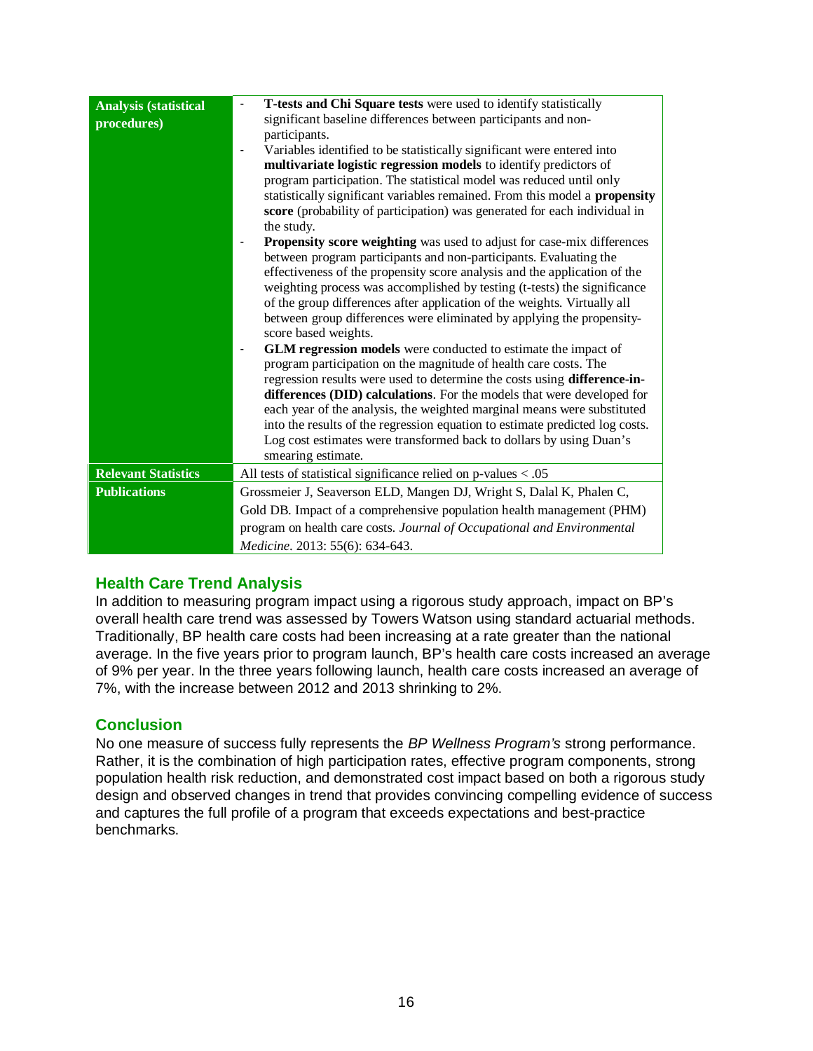| | |
|---|---|
| **Analysis (statistical procedures)** | - **T-tests and Chi Square tests** were used to identify statistically significant baseline differences between participants and non-participants.<br>- Variables identified to be statistically significant were entered into **multivariate logistic regression models** to identify predictors of program participation. The statistical model was reduced until only statistically significant variables remained. From this model a **propensity score** (probability of participation) was generated for each individual in the study.<br>- **Propensity score weighting** was used to adjust for case-mix differences between program participants and non-participants. Evaluating the effectiveness of the propensity score analysis and the application of the weighting process was accomplished by testing (t-tests) the significance of the group differences after application of the weights. Virtually all between group differences were eliminated by applying the propensity-score based weights.<br>- **GLM regression models** were conducted to estimate the impact of program participation on the magnitude of health care costs. The regression results were used to determine the costs using **difference-in-differences (DID) calculations**. For the models that were developed for each year of the analysis, the weighted marginal means were substituted into the results of the regression equation to estimate predicted log costs. Log cost estimates were transformed back to dollars by using Duan's smearing estimate. |
| **Relevant Statistics** | All tests of statistical significance relied on p-values < .05 |
| **Publications** | Grossmeier J, Seaverson ELD, Mangen DJ, Wright S, Dalal K, Phalen C, Gold DB. Impact of a comprehensive population health management (PHM) program on health care costs. *Journal of Occupational and Environmental Medicine*. 2013: 55(6): 634-643. |

## Health Care Trend Analysis

In addition to measuring program impact using a rigorous study approach, impact on BP's overall health care trend was assessed by Towers Watson using standard actuarial methods. Traditionally, BP health care costs had been increasing at a rate greater than the national average. In the five years prior to program launch, BP's health care costs increased an average of 9% per year. In the three years following launch, health care costs increased an average of 7%, with the increase between 2012 and 2013 shrinking to 2%.

## Conclusion

No one measure of success fully represents the *BP Wellness Program's* strong performance. Rather, it is the combination of high participation rates, effective program components, strong population health risk reduction, and demonstrated cost impact based on both a rigorous study design and observed changes in trend that provides convincing compelling evidence of success and captures the full profile of a program that exceeds expectations and best-practice benchmarks.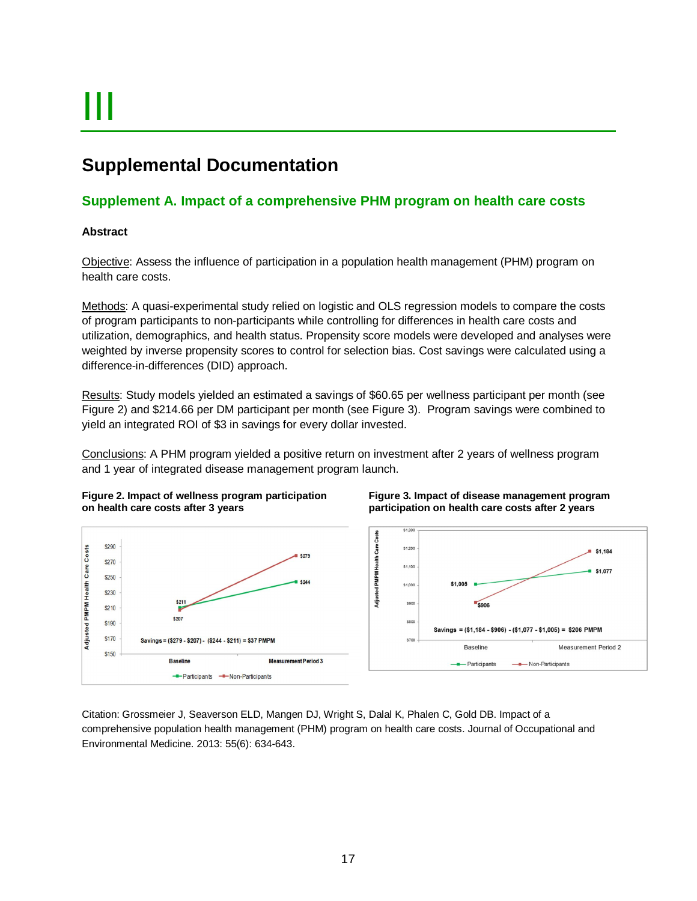# III

## Supplemental Documentation

### Supplement A. Impact of a comprehensive PHM program on health care costs

**Abstract**

Objective: Assess the influence of participation in a population health management (PHM) program on health care costs.

Methods: A quasi-experimental study relied on logistic and OLS regression models to compare the costs of program participants to non-participants while controlling for differences in health care costs and utilization, demographics, and health status. Propensity score models were developed and analyses were weighted by inverse propensity scores to control for selection bias. Cost savings were calculated using a difference-in-differences (DID) approach.

Results: Study models yielded an estimated a savings of $60.65 per wellness participant per month (see Figure 2) and $214.66 per DM participant per month (see Figure 3). Program savings were combined to yield an integrated ROI of $3 in savings for every dollar invested.

Conclusions: A PHM program yielded a positive return on investment after 2 years of wellness program and 1 year of integrated disease management program launch.

**Figure 2. Impact of wellness program participation on health care costs after 3 years**

Adjusted PMPM Health Care Costs

$290
$270
$250
$230
$210
$190
$170
$150

$211
$207
$279
$244

Savings = ($279 - $207) - ($244 - $211) = $37 PMPM

Baseline
Measurement Period 3

Participants
Non-Participants

**Figure 3. Impact of disease management program participation on health care costs after 2 years**

Adjusted PMPM Health Care Costs

$1,300
$1,200
$1,100
$1,000
$900
$800
$700

$1,005
$906
$1,184
$1,077

Savings = ($1,184 - $906) - ($1,077 - $1,005) = $206 PMPM

Baseline
Measurement Period 2

Participants
Non-Participants

Citation: Grossmeier J, Seaverson ELD, Mangen DJ, Wright S, Dalal K, Phalen C, Gold DB. Impact of a comprehensive population health management (PHM) program on health care costs. Journal of Occupational and Environmental Medicine. 2013: 55(6): 634-643.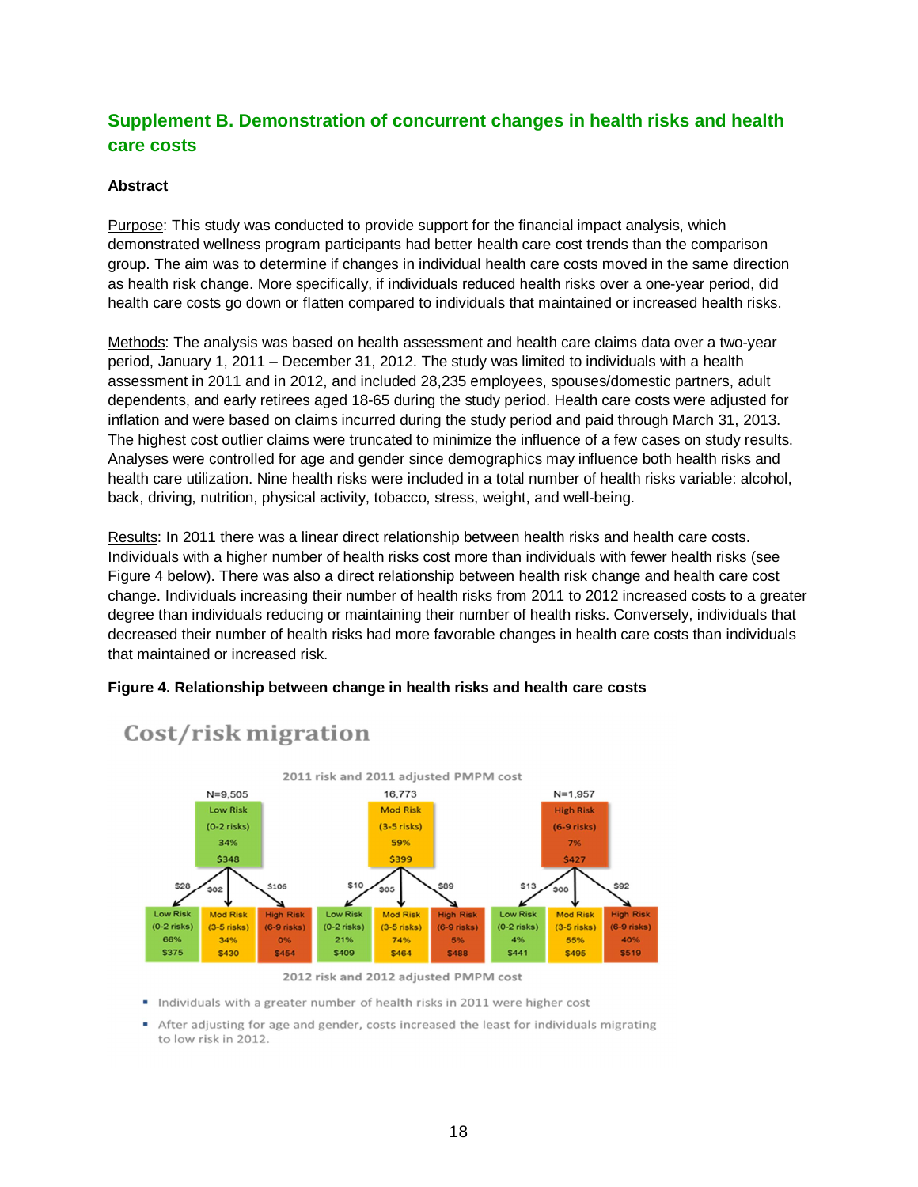## Supplement B. Demonstration of concurrent changes in health risks and health care costs

**Abstract**

Purpose: This study was conducted to provide support for the financial impact analysis, which demonstrated wellness program participants had better health care cost trends than the comparison group. The aim was to determine if changes in individual health care costs moved in the same direction as health risk change. More specifically, if individuals reduced health risks over a one-year period, did health care costs go down or flatten compared to individuals that maintained or increased health risks.

Methods: The analysis was based on health assessment and health care claims data over a two-year period, January 1, 2011 – December 31, 2012. The study was limited to individuals with a health assessment in 2011 and in 2012, and included 28,235 employees, spouses/domestic partners, adult dependents, and early retirees aged 18-65 during the study period. Health care costs were adjusted for inflation and were based on claims incurred during the study period and paid through March 31, 2013. The highest cost outlier claims were truncated to minimize the influence of a few cases on study results. Analyses were controlled for age and gender since demographics may influence both health risks and health care utilization. Nine health risks were included in a total number of health risks variable: alcohol, back, driving, nutrition, physical activity, tobacco, stress, weight, and well-being.

Results: In 2011 there was a linear direct relationship between health risks and health care costs. Individuals with a higher number of health risks cost more than individuals with fewer health risks (see Figure 4 below). There was also a direct relationship between health risk change and health care cost change. Individuals increasing their number of health risks from 2011 to 2012 increased costs to a greater degree than individuals reducing or maintaining their number of health risks. Conversely, individuals that decreased their number of health risks had more favorable changes in health care costs than individuals that maintained or increased risk.

**Figure 4. Relationship between change in health risks and health care costs**

Cost/risk migration

2011 risk and 2011 adjusted PMPM cost

N=9,505
Low Risk (0-2 risks) 34% $348

16,773
Mod Risk (3-5 risks) 59% $399

N=1,957
High Risk (6-9 risks) 7% $427

$28 $82 $106 $10 $65 $89 $13 $68 $92

Low Risk (0-2 risks) 66% $375
Mod Risk (3-5 risks) 34% $430
High Risk (6-9 risks) 0% $454
Low Risk (0-2 risks) 21% $409
Mod Risk (3-5 risks) 74% $464
High Risk (6-9 risks) 5% $488
Low Risk (0-2 risks) 4% $441
Mod Risk (3-5 risks) 55% $495
High Risk (6-9 risks) 40% $519

2012 risk and 2012 adjusted PMPM cost

- Individuals with a greater number of health risks in 2011 were higher cost
- After adjusting for age and gender, costs increased the least for individuals migrating to low risk in 2012.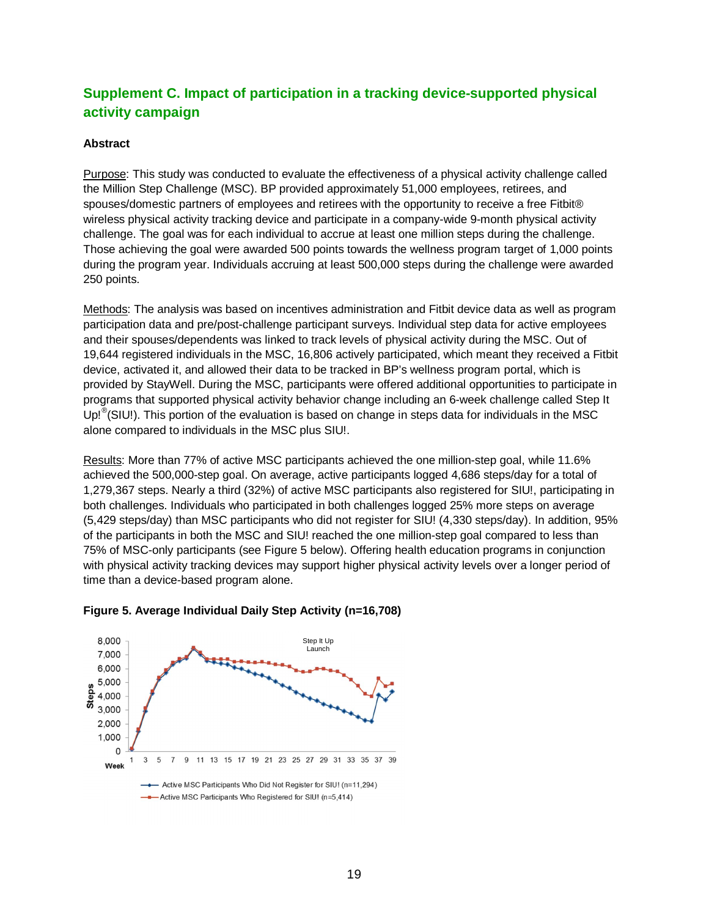## Supplement C. Impact of participation in a tracking device-supported physical activity campaign

### Abstract

Purpose: This study was conducted to evaluate the effectiveness of a physical activity challenge called the Million Step Challenge (MSC). BP provided approximately 51,000 employees, retirees, and spouses/domestic partners of employees and retirees with the opportunity to receive a free Fitbit® wireless physical activity tracking device and participate in a company-wide 9-month physical activity challenge. The goal was for each individual to accrue at least one million steps during the challenge. Those achieving the goal were awarded 500 points towards the wellness program target of 1,000 points during the program year. Individuals accruing at least 500,000 steps during the challenge were awarded 250 points.

Methods: The analysis was based on incentives administration and Fitbit device data as well as program participation data and pre/post-challenge participant surveys. Individual step data for active employees and their spouses/dependents was linked to track levels of physical activity during the MSC. Out of 19,644 registered individuals in the MSC, 16,806 actively participated, which meant they received a Fitbit device, activated it, and allowed their data to be tracked in BP's wellness program portal, which is provided by StayWell. During the MSC, participants were offered additional opportunities to participate in programs that supported physical activity behavior change including an 6-week challenge called Step It Up!®(SIU!). This portion of the evaluation is based on change in steps data for individuals in the MSC alone compared to individuals in the MSC plus SIU!.

Results: More than 77% of active MSC participants achieved the one million-step goal, while 11.6% achieved the 500,000-step goal. On average, active participants logged 4,686 steps/day for a total of 1,279,367 steps. Nearly a third (32%) of active MSC participants also registered for SIU!, participating in both challenges. Individuals who participated in both challenges logged 25% more steps on average (5,429 steps/day) than MSC participants who did not register for SIU! (4,330 steps/day). In addition, 95% of the participants in both the MSC and SIU! reached the one million-step goal compared to less than 75% of MSC-only participants (see Figure 5 below). Offering health education programs in conjunction with physical activity tracking devices may support higher physical activity levels over a longer period of time than a device-based program alone.

**Figure 5. Average Individual Daily Step Activity (n=16,708)**

Step It Up Launch

Steps

8,000
7,000
6,000
5,000
4,000
3,000
2,000
1,000
0

Week

1 3 5 7 9 11 13 15 17 19 21 23 25 27 29 31 33 35 37 39

Active MSC Participants Who Did Not Register for SIU! (n=11,294)

Active MSC Participants Who Registered for SIU! (n=5,414)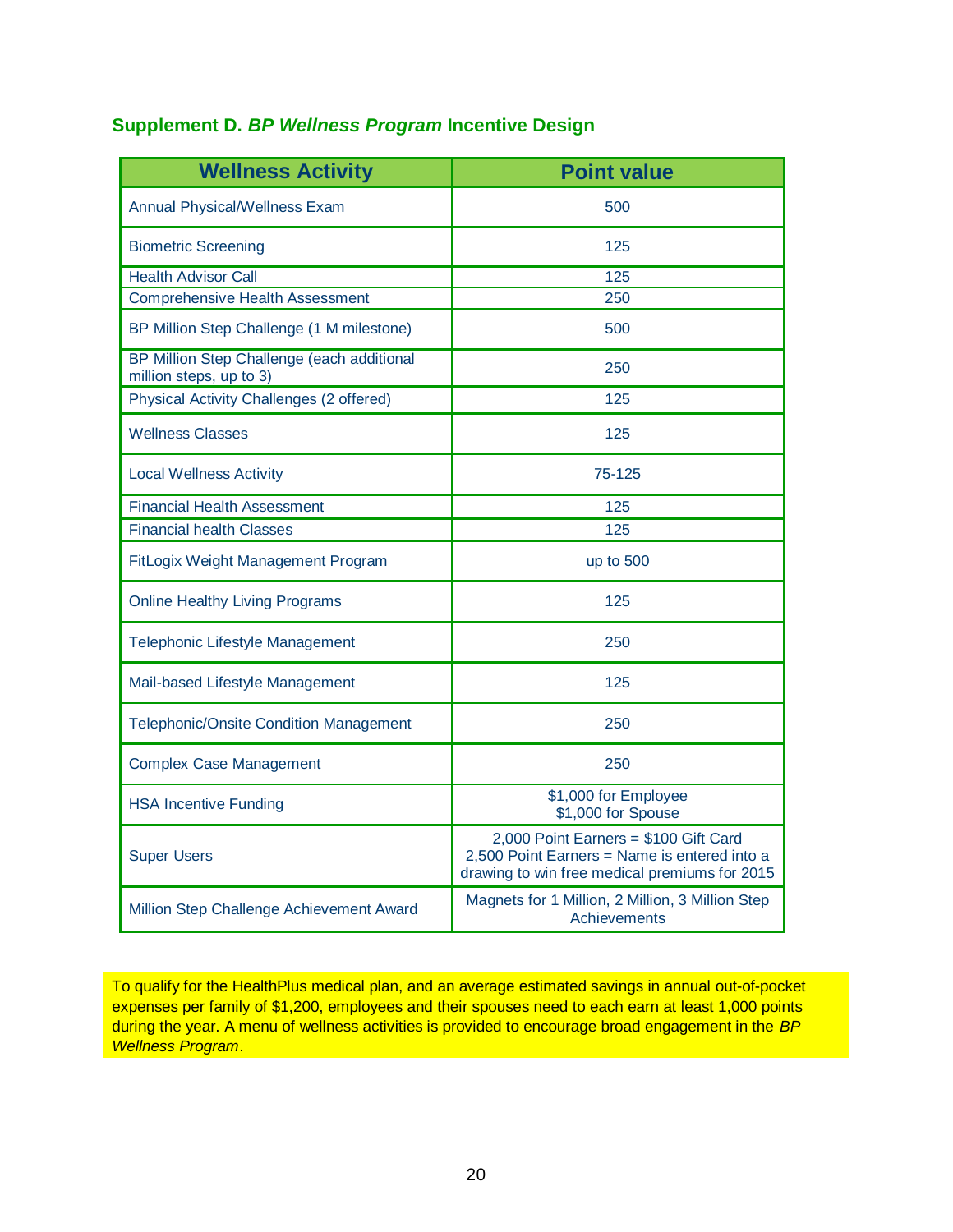### Supplement D. *BP Wellness Program* Incentive Design

| Wellness Activity | Point value |
|---|---|
| Annual Physical/Wellness Exam | 500 |
| Biometric Screening | 125 |
| Health Advisor Call | 125 |
| Comprehensive Health Assessment | 250 |
| BP Million Step Challenge (1 M milestone) | 500 |
| BP Million Step Challenge (each additional million steps, up to 3) | 250 |
| Physical Activity Challenges (2 offered) | 125 |
| Wellness Classes | 125 |
| Local Wellness Activity | 75-125 |
| Financial Health Assessment | 125 |
| Financial health Classes | 125 |
| FitLogix Weight Management Program | up to 500 |
| Online Healthy Living Programs | 125 |
| Telephonic Lifestyle Management | 250 |
| Mail-based Lifestyle Management | 125 |
| Telephonic/Onsite Condition Management | 250 |
| Complex Case Management | 250 |
| HSA Incentive Funding | $1,000 for Employee<br>$1,000 for Spouse |
| Super Users | 2,000 Point Earners = $100 Gift Card<br>2,500 Point Earners = Name is entered into a drawing to win free medical premiums for 2015 |
| Million Step Challenge Achievement Award | Magnets for 1 Million, 2 Million, 3 Million Step Achievements |

To qualify for the HealthPlus medical plan, and an average estimated savings in annual out-of-pocket expenses per family of $1,200, employees and their spouses need to each earn at least 1,000 points during the year. A menu of wellness activities is provided to encourage broad engagement in the *BP Wellness Program*.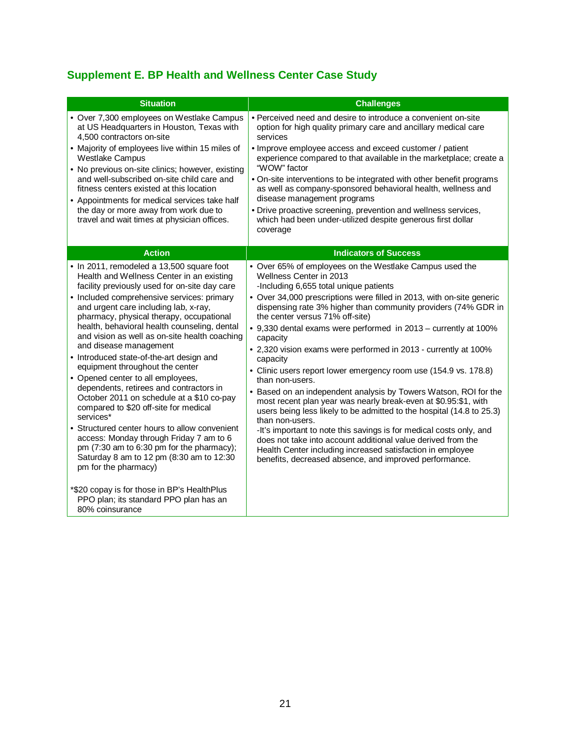## Supplement E. BP Health and Wellness Center Case Study

| Situation | Challenges |
| --- | --- |
| • Over 7,300 employees on Westlake Campus at US Headquarters in Houston, Texas with 4,500 contractors on-site<br>• Majority of employees live within 15 miles of Westlake Campus<br>• No previous on-site clinics; however, existing and well-subscribed on-site child care and fitness centers existed at this location<br>• Appointments for medical services take half the day or more away from work due to travel and wait times at physician offices. | • Perceived need and desire to introduce a convenient on-site option for high quality primary care and ancillary medical care services<br>• Improve employee access and exceed customer / patient experience compared to that available in the marketplace; create a "WOW" factor<br>• On-site interventions to be integrated with other benefit programs as well as company-sponsored behavioral health, wellness and disease management programs<br>• Drive proactive screening, prevention and wellness services, which had been under-utilized despite generous first dollar coverage |
| **Action** | **Indicators of Success** |
| • In 2011, remodeled a 13,500 square foot Health and Wellness Center in an existing facility previously used for on-site day care<br>• Included comprehensive services: primary and urgent care including lab, x-ray, pharmacy, physical therapy, occupational health, behavioral health counseling, dental and vision as well as on-site health coaching and disease management<br>• Introduced state-of-the-art design and equipment throughout the center<br>• Opened center to all employees, dependents, retirees and contractors in October 2011 on schedule at a $10 co-pay compared to $20 off-site for medical services*<br>• Structured center hours to allow convenient access: Monday through Friday 7 am to 6 pm (7:30 am to 6:30 pm for the pharmacy); Saturday 8 am to 12 pm (8:30 am to 12:30 pm for the pharmacy)<br><br>*$20 copay is for those in BP's HealthPlus PPO plan; its standard PPO plan has an 80% coinsurance | • Over 65% of employees on the Westlake Campus used the Wellness Center in 2013<br>-Including 6,655 total unique patients<br>• Over 34,000 prescriptions were filled in 2013, with on-site generic dispensing rate 3% higher than community providers (74% GDR in the center versus 71% off-site)<br>• 9,330 dental exams were performed in 2013 – currently at 100% capacity<br>• 2,320 vision exams were performed in 2013 - currently at 100% capacity<br>• Clinic users report lower emergency room use (154.9 vs. 178.8) than non-users.<br>• Based on an independent analysis by Towers Watson, ROI for the most recent plan year was nearly break-even at $0.95:$1, with users being less likely to be admitted to the hospital (14.8 to 25.3) than non-users.<br>-It's important to note this savings is for medical costs only, and does not take into account additional value derived from the Health Center including increased satisfaction in employee benefits, decreased absence, and improved performance. |